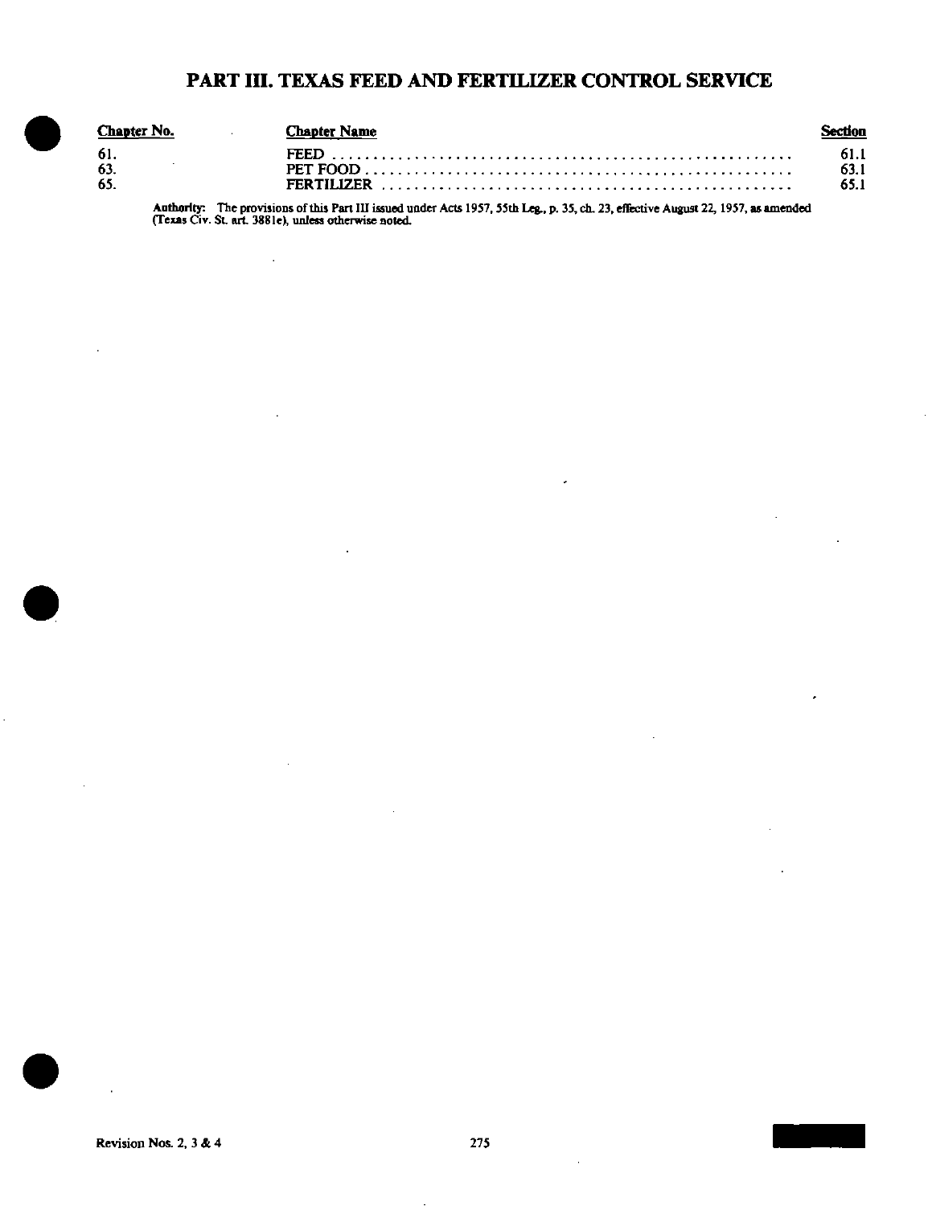# PART III. TEXAS FEED AND FERTILIZER CONTROL SERVICE

| Chapter No. | Chapter Name | Section |
|---|---|---|
| 61. | FEED | 61.1 |
| 63. | PET FOOD | 63.1 |
| 65. | FERTILIZER | 65.1 |

**Authority:** The provisions of this Part III issued under Acts 1957, 55th Leg., p. 35, ch. 23, effective August 22, 1957, as amended (Texas Civ. St. art. 3881e), unless otherwise noted.

Revision Nos. 2, 3 & 4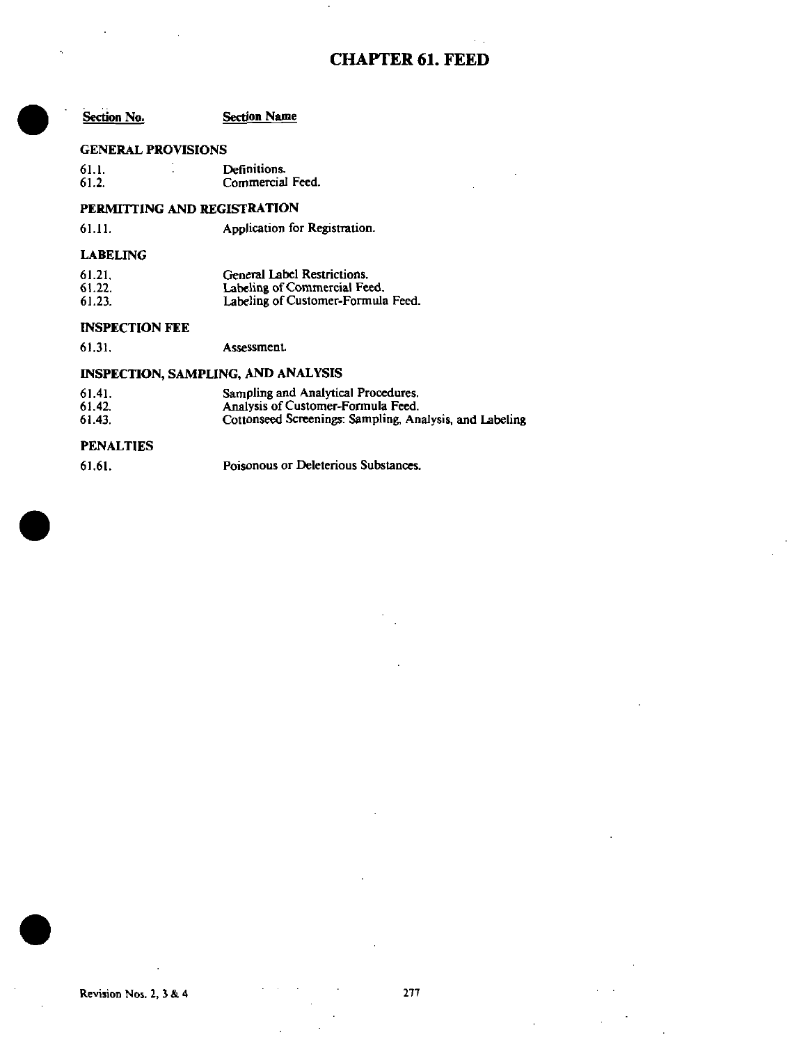# CHAPTER 61. FEED

| Section No. | Section Name |
|---|---|

## GENERAL PROVISIONS

| | |
|---|---|
| 61.1. | Definitions. |
| 61.2. | Commercial Feed. |

## PERMITTING AND REGISTRATION

| | |
|---|---|
| 61.11. | Application for Registration. |

## LABELING

| | |
|---|---|
| 61.21. | General Label Restrictions. |
| 61.22. | Labeling of Commercial Feed. |
| 61.23. | Labeling of Customer-Formula Feed. |

## INSPECTION FEE

| | |
|---|---|
| 61.31. | Assessment. |

## INSPECTION, SAMPLING, AND ANALYSIS

| | |
|---|---|
| 61.41. | Sampling and Analytical Procedures. |
| 61.42. | Analysis of Customer-Formula Feed. |
| 61.43. | Cottonseed Screenings: Sampling, Analysis, and Labeling |

## PENALTIES

| | |
|---|---|
| 61.61. | Poisonous or Deleterious Substances. |

Revision Nos. 2, 3 & 4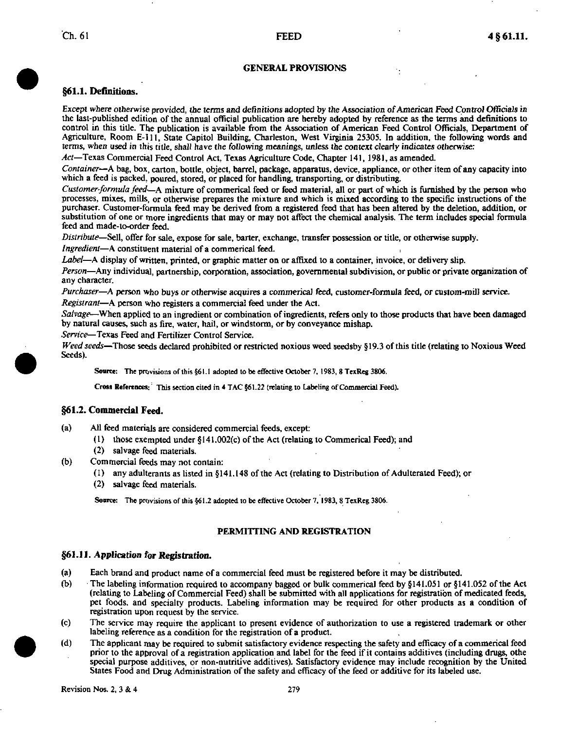## GENERAL PROVISIONS

### §61.1. Definitions.

*Except where otherwise provided, the terms and definitions adopted by the Association of American Feed Control Officials in* the last-published edition of the annual official publication are hereby adopted by reference as the terms and definitions to control in this title. The publication is available from the Association of American Feed Control Officials, Department of Agriculture, Room E-111, State Capitol Building, Charleston, West Virginia 25305. In addition, the following words and terms, when used in this title, shall have the following meanings, unless the context clearly indicates otherwise:

*Act*—Texas Commercial Feed Control Act, Texas Agriculture Code, Chapter 141, 1981, as amended.

*Container*—A bag, box, carton, bottle, object, barrel, package, apparatus, device, appliance, or other item of any capacity into which a feed is packed, poured, stored, or placed for handling, transporting, or distributing.

*Customer-formula feed*—A mixture of commerical feed or feed material, all or part of which is furnished by the person who processes, mixes, mills, or otherwise prepares the mixture and which is mixed according to the specific instructions of the purchaser. Customer-formula feed may be derived from a registered feed that has been altered by the deletion, addition, or substitution of one or more ingredients that may or may not affect the chemical analysis. The term includes special formula feed and made-to-order feed.

*Distribute*—Sell, offer for sale, expose for sale, barter, exchange, transfer possession or title, or otherwise supply.

*Ingredient*—A constituent material of a commerical feed.

*Label*—A display of written, printed, or graphic matter on or affixed to a container, invoice, or delivery slip.

*Person*—Any individual, partnership, corporation, association, governmental subdivision, or public or private organization of any character.

*Purchaser*—A person who buys or otherwise acquires a commerical feed, customer-formula feed, or custom-mill service.

*Registrant*—A person who registers a commercial feed under the Act.

*Salvage*—When applied to an ingredient or combination of ingredients, refers only to those products that have been damaged by natural causes, such as fire, water, hail, or windstorm, or by conveyance mishap.

*Service*—Texas Feed and Fertilizer Control Service.

*Weed seeds*—Those seeds declared prohibited or restricted noxious weed seedsby §19.3 of this title (relating to Noxious Weed Seeds).

**Source:** The provisions of this §61.1 adopted to be effective October 7, 1983, 8 TexReg 3806.

**Cross References:** This section cited in 4 TAC §61.22 (relating to Labeling of Commercial Feed).

### §61.2. Commercial Feed.

(a) All feed materials are considered commercial feeds, except:

(1) those exempted under §141.002(c) of the Act (relating to Commerical Feed); and

(2) salvage feed materials.

(b) Commercial feeds may not contain:

(1) any adulterants as listed in §141.148 of the Act (relating to Distribution of Adulterated Feed); or

(2) salvage feed materials.

**Source:** The provisions of this §61.2 adopted to be effective October 7, 1983, 8 TexReg 3806.

## PERMITTING AND REGISTRATION

### §61.11. *Application for Registration.*

(a) Each brand and product name of a commercial feed must be registered before it may be distributed.

(b) The labeling information required to accompany bagged or bulk commerical feed by §141.051 or §141.052 of the Act (relating to Labeling of Commercial Feed) shall be submitted with all applications for registration of medicated feeds, pet foods, and specialty products. Labeling information may be required for other products as a condition of registration upon request by the service.

(c) The service may require the applicant to present evidence of authorization to use a registered trademark or other labeling reference as a condition for the registration of a product.

(d) The applicant may be required to submit satisfactory evidence respecting the safety and efficacy of a commerical feed prior to the approval of a registration application and label for the feed if it contains additives (including drugs, othe special purpose additives, or non-nutritive additives). Satisfactory evidence may include recognition by the United States Food and Drug Administration of the safety and efficacy of the feed or additive for its labeled use.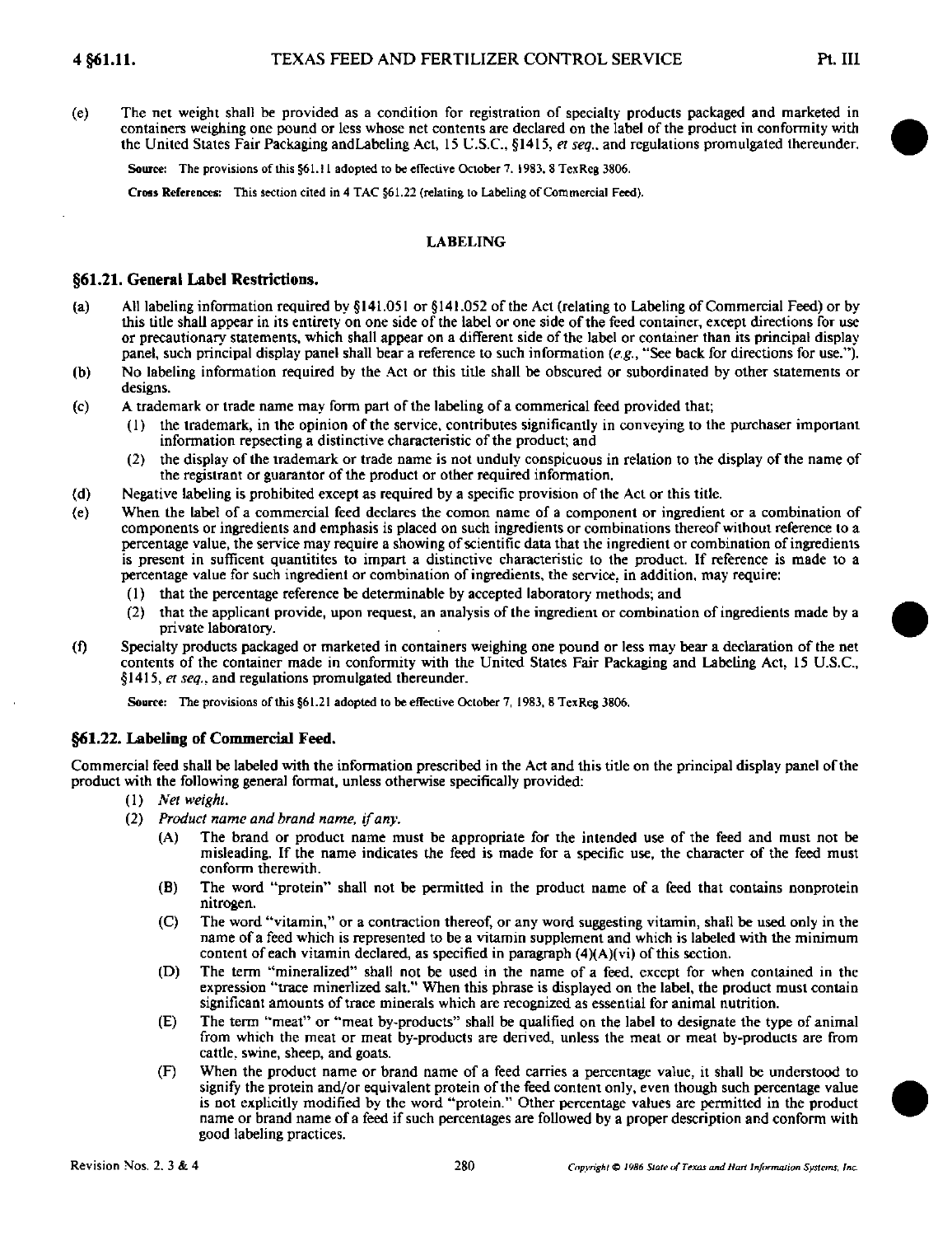(e) The net weight shall be provided as a condition for registration of specialty products packaged and marketed in containers weighing one pound or less whose net contents are declared on the label of the product in conformity with the United States Fair Packaging andLabeling Act, 15 U.S.C., §1415, *et seq.*, and regulations promulgated thereunder.

**Source:** The provisions of this §61.11 adopted to be effective October 7, 1983, 8 TexReg 3806.

**Cross References:** This section cited in 4 TAC §61.22 (relating to Labeling of Commercial Feed).

## LABELING

### §61.21. General Label Restrictions.

(a) All labeling information required by §141.051 or §141.052 of the Act (relating to Labeling of Commercial Feed) or by this title shall appear in its entirety on one side of the label or one side of the feed container, except directions for use or precautionary statements, which shall appear on a different side of the label or container than its principal display panel, such principal display panel shall bear a reference to such information (*e.g.*, "See back for directions for use.").

(b) No labeling information required by the Act or this title shall be obscured or subordinated by other statements or designs.

(c) A trademark or trade name may form part of the labeling of a commerical feed provided that;

  (1) the trademark, in the opinion of the service, contributes significantly in conveying to the purchaser important information repsecting a distinctive characteristic of the product; and

  (2) the display of the trademark or trade name is not unduly conspicuous in relation to the display of the name of the registrant or guarantor of the product or other required information.

(d) Negative labeling is prohibited except as required by a specific provision of the Act or this title.

(e) When the label of a commercial feed declares the comon name of a component or ingredient or a combination of components or ingredients and emphasis is placed on such ingredients or combinations thereof without reference to a percentage value, the service may require a showing of scientific data that the ingredient or combination of ingredients is present in sufficent quantitites to impart a distinctive characteristic to the product. If reference is made to a percentage value for such ingredient or combination of ingredients, the service, in addition, may require:

  (1) that the percentage reference be determinable by accepted laboratory methods; and

  (2) that the applicant provide, upon request, an analysis of the ingredient or combination of ingredients made by a private laboratory.

(f) Specialty products packaged or marketed in containers weighing one pound or less may bear a declaration of the net contents of the container made in conformity with the United States Fair Packaging and Labeling Act, 15 U.S.C., §1415, *et seq.*, and regulations promulgated thereunder.

**Source:** The provisions of this §61.21 adopted to be effective October 7, 1983, 8 TexReg 3806.

### §61.22. Labeling of Commercial Feed.

Commercial feed shall be labeled with the information prescribed in the Act and this title on the principal display panel of the product with the following general format, unless otherwise specifically provided:

  (1) *Net weight.*

  (2) *Product name and brand name, if any.*

    (A) The brand or product name must be appropriate for the intended use of the feed and must not be misleading. If the name indicates the feed is made for a specific use, the character of the feed must conform therewith.

    (B) The word "protein" shall not be permitted in the product name of a feed that contains nonprotein nitrogen.

    (C) The word "vitamin," or a contraction thereof, or any word suggesting vitamin, shall be used only in the name of a feed which is represented to be a vitamin supplement and which is labeled with the minimum content of each vitamin declared, as specified in paragraph (4)(A)(vi) of this section.

    (D) The term "mineralized" shall not be used in the name of a feed, except for when contained in the expression "trace minerlized salt." When this phrase is displayed on the label, the product must contain significant amounts of trace minerals which are recognized as essential for animal nutrition.

    (E) The term "meat" or "meat by-products" shall be qualified on the label to designate the type of animal from which the meat or meat by-products are derived, unless the meat or meat by-products are from cattle, swine, sheep, and goats.

    (F) When the product name or brand name of a feed carries a percentage value, it shall be understood to signify the protein and/or equivalent protein of the feed content only, even though such percentage value is not explicitly modified by the word "protein." Other percentage values are permitted in the product name or brand name of a feed if such percentages are followed by a proper description and conform with good labeling practices.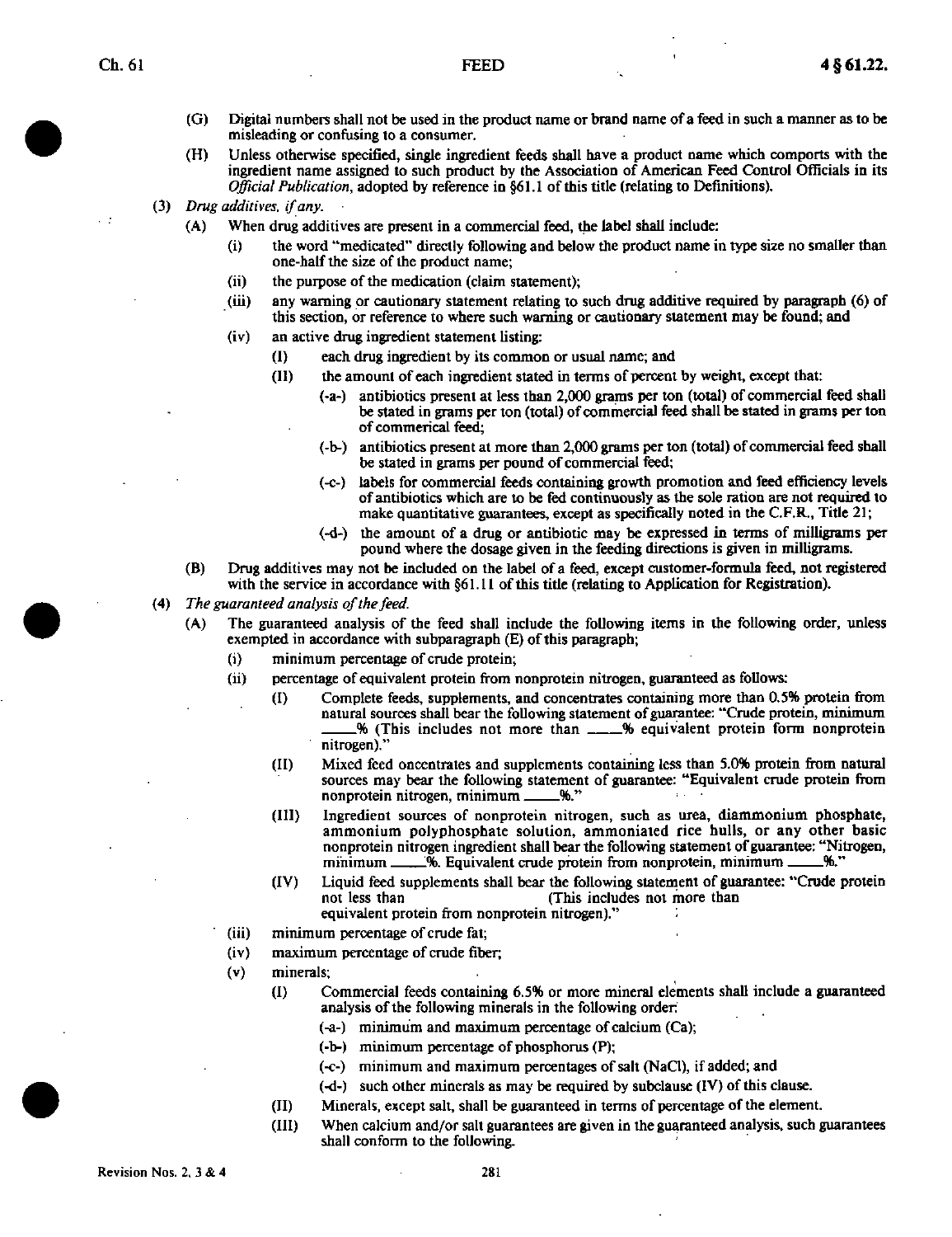(G) Digital numbers shall not be used in the product name or brand name of a feed in such a manner as to be misleading or confusing to a consumer.

(H) Unless otherwise specified, single ingredient feeds shall have a product name which comports with the ingredient name assigned to such product by the Association of American Feed Control Officials in its *Official Publication*, adopted by reference in §61.1 of this title (relating to Definitions).

(3) *Drug additives, if any.*

(A) When drug additives are present in a commercial feed, the label shall include:

(i) the word "medicated" directly following and below the product name in type size no smaller than one-half the size of the product name;

(ii) the purpose of the medication (claim statement);

(iii) any warning or cautionary statement relating to such drug additive required by paragraph (6) of this section, or reference to where such warning or cautionary statement may be found; and

(iv) an active drug ingredient statement listing:

(I) each drug ingredient by its common or usual name; and

(II) the amount of each ingredient stated in terms of percent by weight, except that:

(-a-) antibiotics present at less than 2,000 grams per ton (total) of commercial feed shall be stated in grams per ton (total) of commercial feed shall be stated in grams per ton of commerical feed;

(-b-) antibiotics present at more than 2,000 grams per ton (total) of commercial feed shall be stated in grams per pound of commercial feed;

(-c-) labels for commercial feeds containing growth promotion and feed efficiency levels of antibiotics which are to be fed continuously as the sole ration are not required to make quantitative guarantees, except as specifically noted in the C.F.R., Title 21;

(-d-) the amount of a drug or antibiotic may be expressed in terms of milligrams per pound where the dosage given in the feeding directions is given in milligrams.

(B) Drug additives may not be included on the label of a feed, except customer-formula feed, not registered with the service in accordance with §61.11 of this title (relating to Application for Registration).

(4) *The guaranteed analysis of the feed.*

(A) The guaranteed analysis of the feed shall include the following items in the following order, unless exempted in accordance with subparagraph (E) of this paragraph;

(i) minimum percentage of crude protein;

(ii) percentage of equivalent protein from nonprotein nitrogen, guaranteed as follows:

(I) Complete feeds, supplements, and concentrates containing more than 0.5% protein from natural sources shall bear the following statement of guarantee: "Crude protein, minimum \_\_\_\_% (This includes not more than \_\_\_\_% equivalent protein form nonprotein nitrogen)."

(II) Mixed feed concentrates and supplements containing less than 5.0% protein from natural sources may bear the following statement of guarantee: "Equivalent crude protein from nonprotein nitrogen, minimum \_\_\_\_%."

(III) Ingredient sources of nonprotein nitrogen, such as urea, diammonium phosphate, ammonium polyphosphate solution, ammoniated rice hulls, or any other basic nonprotein nitrogen ingredient shall bear the following statement of guarantee: "Nitrogen, minimum \_\_\_\_%. Equivalent crude protein from nonprotein, minimum \_\_\_\_%."

(IV) Liquid feed supplements shall bear the following statement of guarantee: "Crude protein not less than (This includes not more than equivalent protein from nonprotein nitrogen)."

(iii) minimum percentage of crude fat;

(iv) maximum percentage of crude fiber;

(v) minerals;

(I) Commercial feeds containing 6.5% or more mineral elements shall include a guaranteed analysis of the following minerals in the following order:

(-a-) minimum and maximum percentage of calcium (Ca);

(-b-) minimum percentage of phosphorus (P);

(-c-) minimum and maximum percentages of salt (NaCl), if added; and

(-d-) such other minerals as may be required by subclause (IV) of this clause.

(II) Minerals, except salt, shall be guaranteed in terms of percentage of the element.

(III) When calcium and/or salt guarantees are given in the guaranteed analysis, such guarantees shall conform to the following.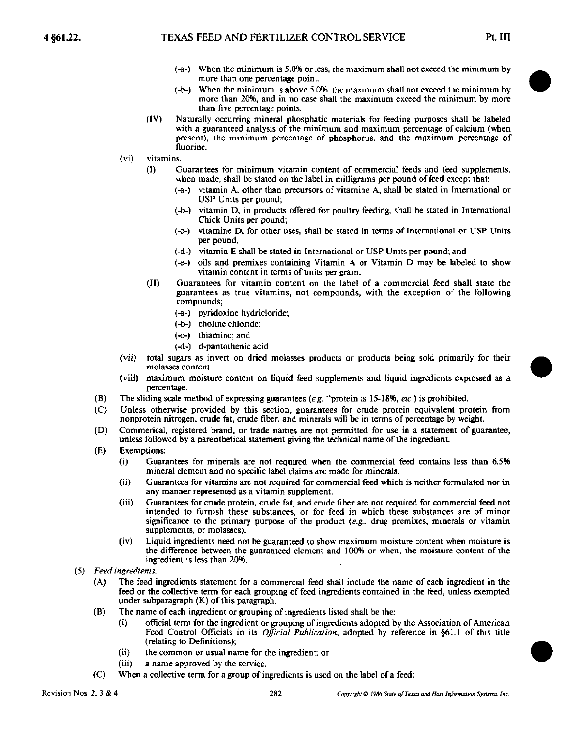- (-a-) When the minimum is 5.0% or less, the maximum shall not exceed the minimum by more than one percentage point.
- (-b-) When the minimum is above 5.0%, the maximum shall not exceed the minimum by more than 20%, and in no case shall the maximum exceed the minimum by more than five percentage points.

(IV) Naturally occurring mineral phosphatic materials for feeding purposes shall be labeled with a guaranteed analysis of the minimum and maximum percentage of calcium (when present), the minimum percentage of phosphorus, and the maximum percentage of fluorine.

(vi) vitamins.

(I) Guarantees for minimum vitamin content of commercial feeds and feed supplements, when made, shall be stated on the label in milligrams per pound of feed except that:

- (-a-) vitamin A, other than precursors of vitamine A, shall be stated in International or USP Units per pound;
- (-b-) vitamin D, in products offered for poultry feeding, shall be stated in International Chick Units per pound;
- (-c-) vitamine D, for other uses, shall be stated in terms of International or USP Units per pound,
- (-d-) vitamin E shall be stated in International or USP Units per pound; and
- (-e-) oils and premixes containing Vitamin A or Vitamin D may be labeled to show vitamin content in terms of units per gram.

(II) Guarantees for vitamin content on the label of a commercial feed shall state the guarantees as true vitamins, not compounds, with the exception of the following compounds;

- (-a-) pyridoxine hydricloride;
- (-b-) choline chloride;
- (-c-) thiamine; and
- (-d-) d-pantothenic acid

(vii) total sugars as invert on dried molasses products or products being sold primarily for their molasses content.

(viii) maximum moisture content on liquid feed supplements and liquid ingredients expressed as a percentage.

(B) The sliding scale method of expressing guarantees (*e.g.* "protein is 15-18%, *etc.*) is prohibited.

(C) Unless otherwise provided by this section, guarantees for crude protein equivalent protein from nonprotein nitrogen, crude fat, crude fiber, and minerals will be in terms of percentage by weight.

(D) Commerical, registered brand, or trade names are not permitted for use in a statement of guarantee, unless followed by a parenthetical statement giving the technical name of the ingredient.

(E) Exemptions:

- (i) Guarantees for minerals are not required when the commercial feed contains less than 6.5% mineral element and no specific label claims are made for minerals.
- (ii) Guarantees for vitamins are not required for commercial feed which is neither formulated nor in any manner represented as a vitamin supplement.
- (iii) Guarantees for crude protein, crude fat, and crude fiber are not required for commercial feed not intended to furnish these substances, or for feed in which these substances are of minor significance to the primary purpose of the product (*e.g.*, drug premixes, minerals or vitamin supplements, or molasses).
- (iv) Liquid ingredients need not be guaranteed to show maximum moisture content when moisture is the difference between the guaranteed element and 100% or when, the moisture content of the ingredient is less than 20%.

(5) *Feed ingredients.*

(A) The feed ingredients statement for a commercial feed shall include the name of each ingredient in the feed or the collective term for each grouping of feed ingredients contained in the feed, unless exempted under subparagraph (K) of this paragraph.

(B) The name of each ingredient or grouping of ingredients listed shall be the:

- (i) official term for the ingredient or grouping of ingredients adopted by the Association of American Feed Control Officials in its *Official Publication*, adopted by reference in §61.1 of this title (relating to Definitions);
- (ii) the common or usual name for the ingredient: or
- (iii) a name approved by the service.

(C) When a collective term for a group of ingredients is used on the label of a feed: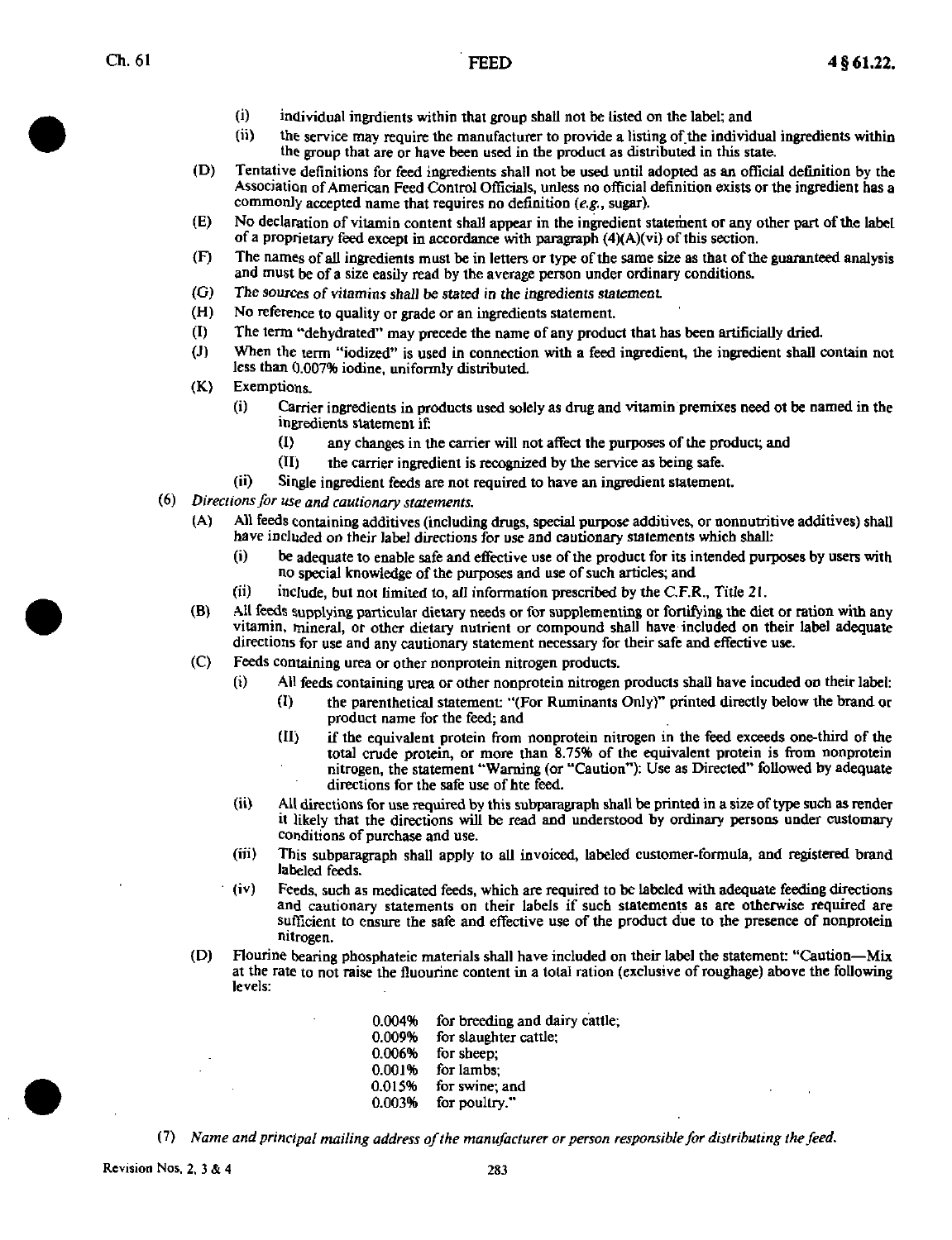(i) individual ingrdients within that group shall not be listed on the label; and

(ii) the service may require the manufacturer to provide a listing of the individual ingredients within the group that are or have been used in the product as distributed in this state.

(D) Tentative definitions for feed ingredients shall not be used until adopted as an official definition by the Association of American Feed Control Officials, unless no official definition exists or the ingredient has a commonly accepted name that requires no definition (*e.g.*, sugar).

(E) No declaration of vitamin content shall appear in the ingredient statement or any other part of the label of a proprietary feed except in accordance with paragraph (4)(A)(vi) of this section.

(F) The names of all ingredients must be in letters or type of the same size as that of the guaranteed analysis and must be of a size easily read by the average person under ordinary conditions.

(G) *The sources of vitamins shall be stated in the ingredients statement.*

(H) No reference to quality or grade or an ingredients statement.

(I) The term "dehydrated" may precede the name of any product that has been artificially dried.

(J) When the term "iodized" is used in connection with a feed ingredient, the ingredient shall contain not less than 0.007% iodine, uniformly distributed.

(K) Exemptions.

(i) Carrier ingredients in products used solely as drug and vitamin premixes need ot be named in the ingredients statement if:

(I) any changes in the carrier will not affect the purposes of the product; and

(II) the carrier ingredient is recognized by the service as being safe.

(ii) Single ingredient feeds are not required to have an ingredient statement.

(6) *Directions for use and cautionary statements.*

(A) All feeds containing additives (including drugs, special purpose additives, or nonnutritive additives) shall have included on their label directions for use and cautionary statements which shall:

(i) be adequate to enable safe and effective use of the product for its intended purposes by users with no special knowledge of the purposes and use of such articles; and

(ii) include, but not limited to, all information prescribed by the C.F.R., Title 21.

(B) All feeds supplying particular dietary needs or for supplementing or fortifying the diet or ration with any vitamin, mineral, or other dietary nutrient or compound shall have included on their label adequate directions for use and any cautionary statement necessary for their safe and effective use.

(C) Feeds containing urea or other nonprotein nitrogen products.

(i) All feeds containing urea or other nonprotein nitrogen products shall have incuded on their label:

(I) the parenthetical statement: "(For Ruminants Only)" printed directly below the brand or product name for the feed; and

(II) if the equivalent protein from nonprotein nitrogen in the feed exceeds one-third of the total crude protein, or more than 8.75% of the equivalent protein is from nonprotein nitrogen, the statement "Warning (or "Caution"): Use as Directed" followed by adequate directions for the safe use of hte feed.

(ii) All directions for use required by this subparagraph shall be printed in a size of type such as render it likely that the directions will be read and understood by ordinary persons under customary conditions of purchase and use.

(iii) This subparagraph shall apply to all invoiced, labeled customer-formula, and registered brand labeled feeds.

(iv) Feeds, such as medicated feeds, which are required to be labeled with adequate feeding directions and cautionary statements on their labels if such statements as are otherwise required are sufficient to ensure the safe and effective use of the product due to the presence of nonprotein nitrogen.

(D) Flourine bearing phosphateic materials shall have included on their label the statement: "Caution—Mix at the rate to not raise the fluourine content in a total ration (exclusive of roughage) above the following levels:

0.004% for breeding and dairy cattle;
0.009% for slaughter cattle;
0.006% for sheep;
0.001% for lambs;
0.015% for swine; and
0.003% for poultry."

(7) *Name and principal mailing address of the manufacturer or person responsible for distributing the feed.*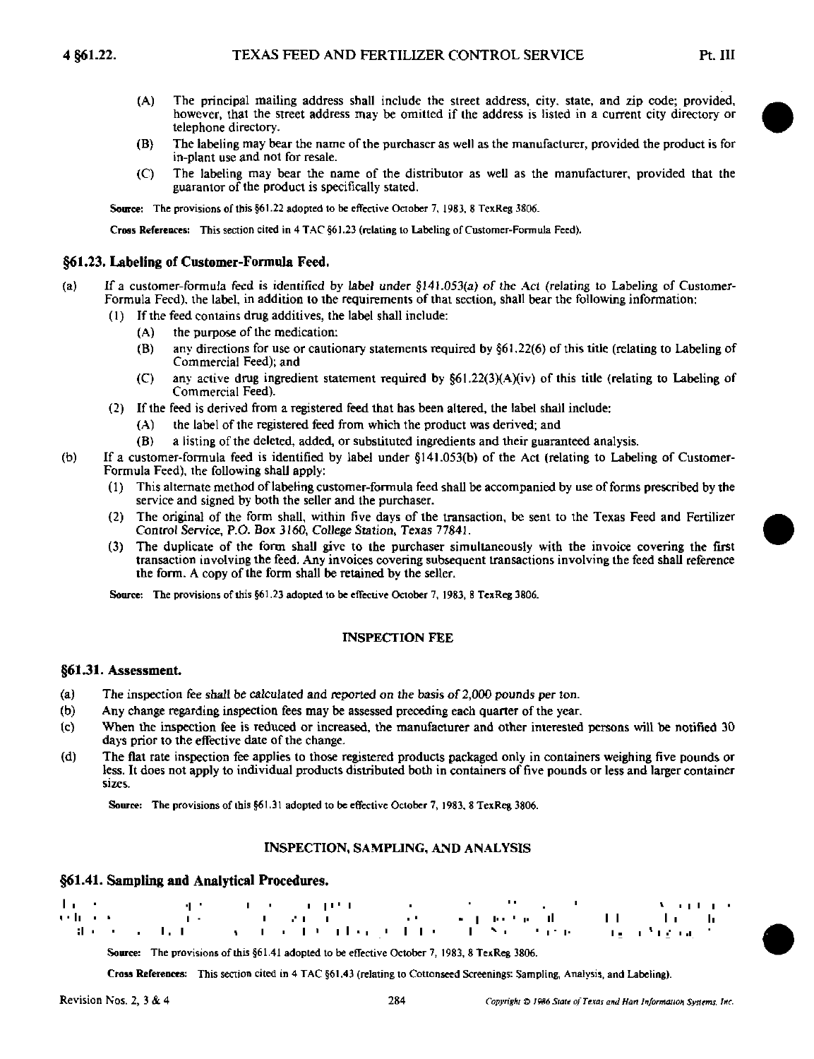(A) The principal mailing address shall include the street address, city, state, and zip code; provided, however, that the street address may be omitted if the address is listed in a current city directory or telephone directory.

(B) The labeling may bear the name of the purchaser as well as the manufacturer, provided the product is for in-plant use and not for resale.

(C) The labeling may bear the name of the distributor as well as the manufacturer, provided that the guarantor of the product is specifically stated.

**Source:** The provisions of this §61.22 adopted to be effective October 7, 1983, 8 TexReg 3806.

**Cross References:** This section cited in 4 TAC §61.23 (relating to Labeling of Customer-Formula Feed).

## §61.23. Labeling of Customer-Formula Feed.

(a) If a customer-formula feed is identified by label under §141.053(a) of the Act (relating to Labeling of Customer-Formula Feed), the label, in addition to the requirements of that section, shall bear the following information:

- (1) If the feed contains drug additives, the label shall include:
  - (A) the purpose of the medication:
  - (B) any directions for use or cautionary statements required by §61.22(6) of this title (relating to Labeling of Commercial Feed); and
  - (C) any active drug ingredient statement required by §61.22(3)(A)(iv) of this title (relating to Labeling of Commercial Feed).
- (2) If the feed is derived from a registered feed that has been altered, the label shall include:
  - (A) the label of the registered feed from which the product was derived; and
  - (B) a listing of the deleted, added, or substituted ingredients and their guaranteed analysis.

(b) If a customer-formula feed is identified by label under §141.053(b) of the Act (relating to Labeling of Customer-Formula Feed), the following shall apply:

- (1) This alternate method of labeling customer-formula feed shall be accompanied by use of forms prescribed by the service and signed by both the seller and the purchaser.
- (2) The original of the form shall, within five days of the transaction, be sent to the Texas Feed and Fertilizer Control Service, P.O. Box 3160, College Station, Texas 77841.
- (3) The duplicate of the form shall give to the purchaser simultaneously with the invoice covering the first transaction involving the feed. Any invoices covering subsequent transactions involving the feed shall reference the form. A copy of the form shall be retained by the seller.

**Source:** The provisions of this §61.23 adopted to be effective October 7, 1983, 8 TexReg 3806.

### INSPECTION FEE

## §61.31. Assessment.

(a) The inspection fee shall be calculated and reported on the basis of 2,000 pounds per ton.

(b) Any change regarding inspection fees may be assessed preceding each quarter of the year.

(c) When the inspection fee is reduced or increased, the manufacturer and other interested persons will be notified 30 days prior to the effective date of the change.

(d) The flat rate inspection fee applies to those registered products packaged only in containers weighing five pounds or less. It does not apply to individual products distributed both in containers of five pounds or less and larger container sizes.

**Source:** The provisions of this §61.31 adopted to be effective October 7, 1983, 8 TexReg 3806.

### INSPECTION, SAMPLING, AND ANALYSIS

## §61.41. Sampling and Analytical Procedures.

**Source:** The provisions of this §61.41 adopted to be effective October 7, 1983, 8 TexReg 3806.

**Cross References:** This section cited in 4 TAC §61.43 (relating to Cottonseed Screenings: Sampling, Analysis, and Labeling).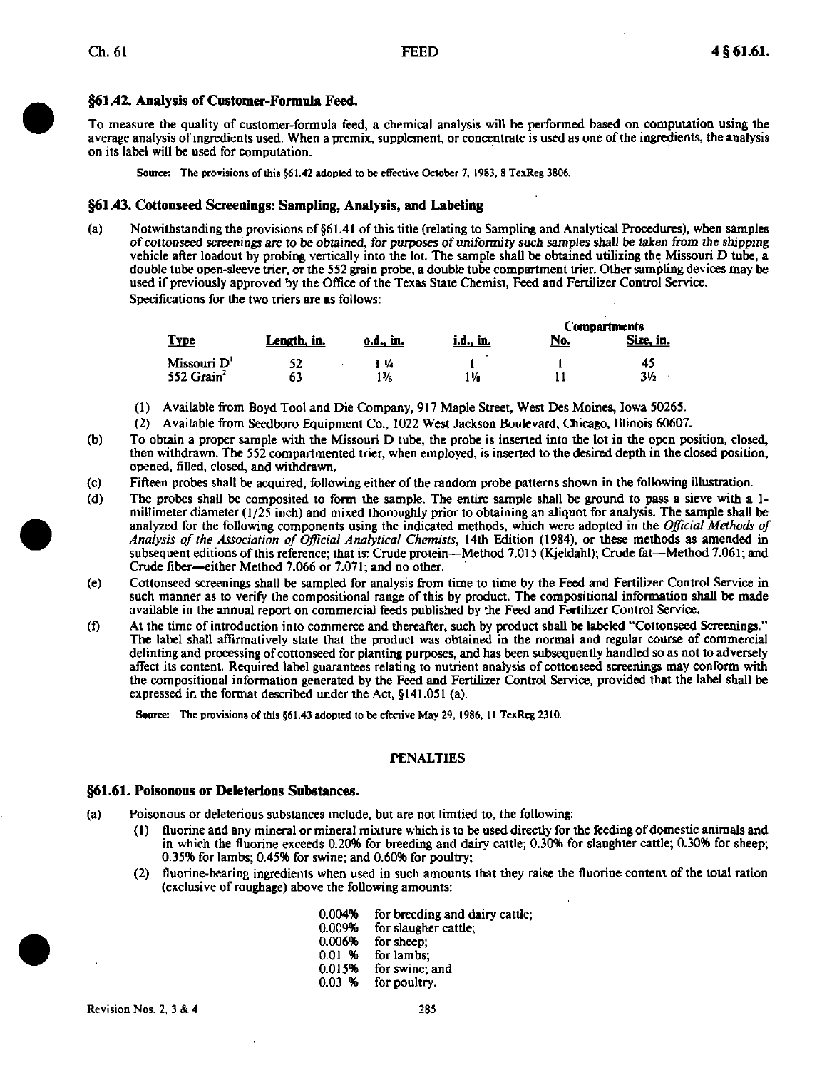### §61.42. Analysis of Customer-Formula Feed.

To measure the quality of customer-formula feed, a chemical analysis will be performed based on computation using the average analysis of ingredients used. When a premix, supplement, or concentrate is used as one of the ingredients, the analysis on its label will be used for computation.

Source: The provisions of this §61.42 adopted to be effective October 7, 1983, 8 TexReg 3806.

### §61.43. Cottonseed Screenings: Sampling, Analysis, and Labeling

(a) Notwithstanding the provisions of §61.41 of this title (relating to Sampling and Analytical Procedures), when samples of cottonseed screenings are to be obtained, for purposes of uniformity such samples shall be taken from the shipping vehicle after loadout by probing vertically into the lot. The sample shall be obtained utilizing the Missouri D tube, a double tube open-sleeve trier, or the 552 grain probe, a double tube compartment trier. Other sampling devices may be used if previously approved by the Office of the Texas State Chemist, Feed and Fertilizer Control Service.

Specifications for the two triers are as follows:

| Type | Length, in. | o.d., in. | i.d., in. | Compartments No. | Compartments Size, in. |
|---|---|---|---|---|---|
| Missouri D[1] | 52 | 1 ¼ | 1 | 1 | 45 |
| 552 Grain[2] | 63 | 1⅜ | 1⅛ | 11 | 3½ |

(1) Available from Boyd Tool and Die Company, 917 Maple Street, West Des Moines, Iowa 50265.

(2) Available from Seedboro Equipment Co., 1022 West Jackson Boulevard, Chicago, Illinois 60607.

(b) To obtain a proper sample with the Missouri D tube, the probe is inserted into the lot in the open position, closed, then withdrawn. The 552 compartmented trier, when employed, is inserted to the desired depth in the closed position, opened, filled, closed, and withdrawn.

(c) Fifteen probes shall be acquired, following either of the random probe patterns shown in the following illustration.

(d) The probes shall be composited to form the sample. The entire sample shall be ground to pass a sieve with a 1-millimeter diameter (1/25 inch) and mixed thoroughly prior to obtaining an aliquot for analysis. The sample shall be analyzed for the following components using the indicated methods, which were adopted in the *Official Methods of Analysis of the Association of Official Analytical Chemists*, 14th Edition (1984), or these methods as amended in subsequent editions of this reference; that is: Crude protein—Method 7.015 (Kjeldahl); Crude fat—Method 7.061; and Crude fiber—either Method 7.066 or 7.071; and no other.

(e) Cottonseed screenings shall be sampled for analysis from time to time by the Feed and Fertilizer Control Service in such manner as to verify the compositional range of this by product. The compositional information shall be made available in the annual report on commercial feeds published by the Feed and Fertilizer Control Service.

(f) At the time of introduction into commerce and thereafter, such by product shall be labeled "Cottonseed Screenings." The label shall affirmatively state that the product was obtained in the normal and regular course of commercial delinting and processing of cottonseed for planting purposes, and has been subsequently handled so as not to adversely affect its content. Required label guarantees relating to nutrient analysis of cottonseed screenings may conform with the compositional information generated by the Feed and Fertilizer Control Service, provided that the label shall be expressed in the format described under the Act, §141.051 (a).

Source: The provisions of this §61.43 adopted to be efective May 29, 1986, 11 TexReg 2310.

## PENALTIES

### §61.61. Poisonous or Deleterious Substances.

(a) Poisonous or deleterious substances include, but are not limtied to, the following:

(1) fluorine and any mineral or mineral mixture which is to be used directly for the feeding of domestic animals and in which the fluorine exceeds 0.20% for breeding and dairy cattle; 0.30% for slaughter cattle; 0.30% for sheep; 0.35% for lambs; 0.45% for swine; and 0.60% for poultry;

(2) fluorine-bearing ingredients when used in such amounts that they raise the fluorine content of the total ration (exclusive of roughage) above the following amounts:

0.004% for breeding and dairy cattle;
0.009% for slaugher cattle;
0.006% for sheep;
0.01 % for lambs;
0.015% for swine; and
0.03 % for poultry.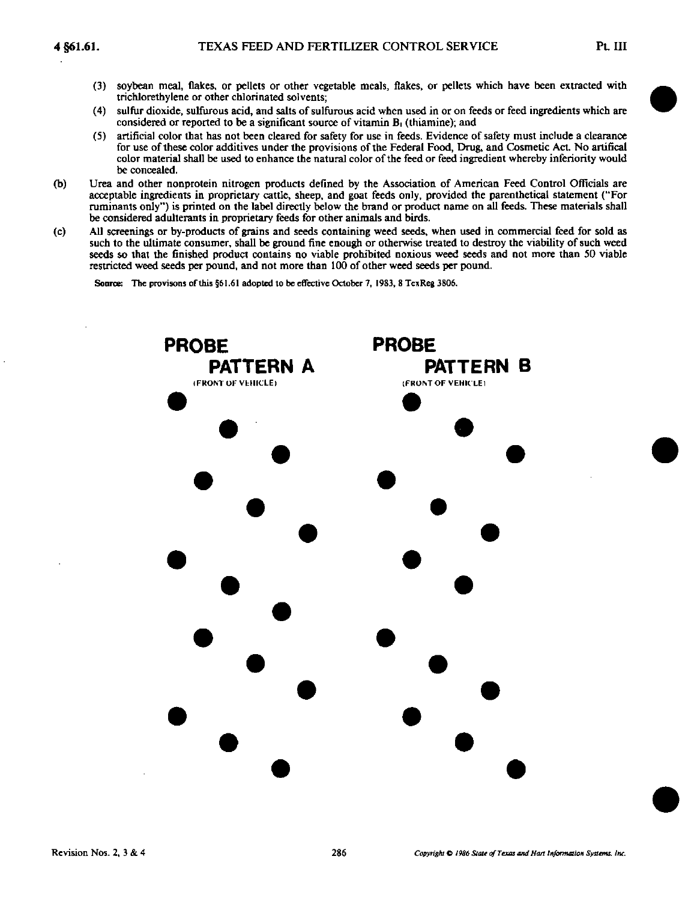(3) soybean meal, flakes, or pellets or other vegetable meals, flakes, or pellets which have been extracted with trichlorethylene or other chlorinated solvents;

(4) sulfur dioxide, sulfurous acid, and salts of sulfurous acid when used in or on feeds or feed ingredients which are considered or reported to be a significant source of vitamin $B_1$ (thiamine); and

(5) artificial color that has not been cleared for safety for use in feeds. Evidence of safety must include a clearance for use of these color additives under the provisions of the Federal Food, Drug, and Cosmetic Act. No artifical color material shall be used to enhance the natural color of the feed or feed ingredient whereby inferiority would be concealed.

(b) Urea and other nonprotein nitrogen products defined by the Association of American Feed Control Officials are acceptable ingredients in proprietary cattle, sheep, and goat feeds only, provided the parenthetical statement ("For ruminants only") is printed on the label directly below the brand or product name on all feeds. These materials shall be considered adulterants in proprietary feeds for other animals and birds.

(c) All screenings or by-products of grains and seeds containing weed seeds, when used in commercial feed for sold as such to the ultimate consumer, shall be ground fine enough or otherwise treated to destroy the viability of such weed seeds so that the finished product contains no viable prohibited noxious weed seeds and not more than 50 viable restricted weed seeds per pound, and not more than 100 of other weed seeds per pound.

Source: The provisons of this §61.61 adopted to be effective October 7, 1983, 8 TexReg 3806.

**PROBE PATTERN A**

(FRONT OF VEHICLE)

**PROBE PATTERN B**

(FRONT OF VEHICLE)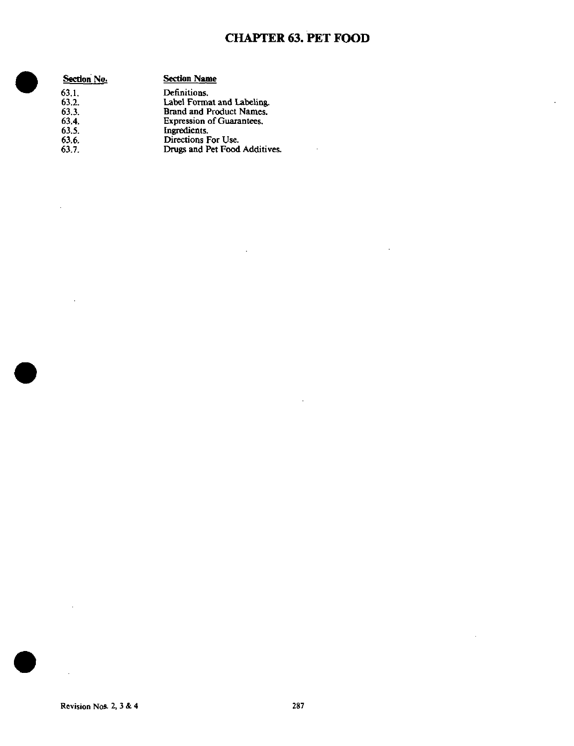# CHAPTER 63. PET FOOD

| Section No. | Section Name |
|---|---|
| 63.1. | Definitions. |
| 63.2. | Label Format and Labeling. |
| 63.3. | Brand and Product Names. |
| 63.4. | Expression of Guarantees. |
| 63.5. | Ingredients. |
| 63.6. | Directions For Use. |
| 63.7. | Drugs and Pet Food Additives. |

Revision Nos. 2, 3 & 4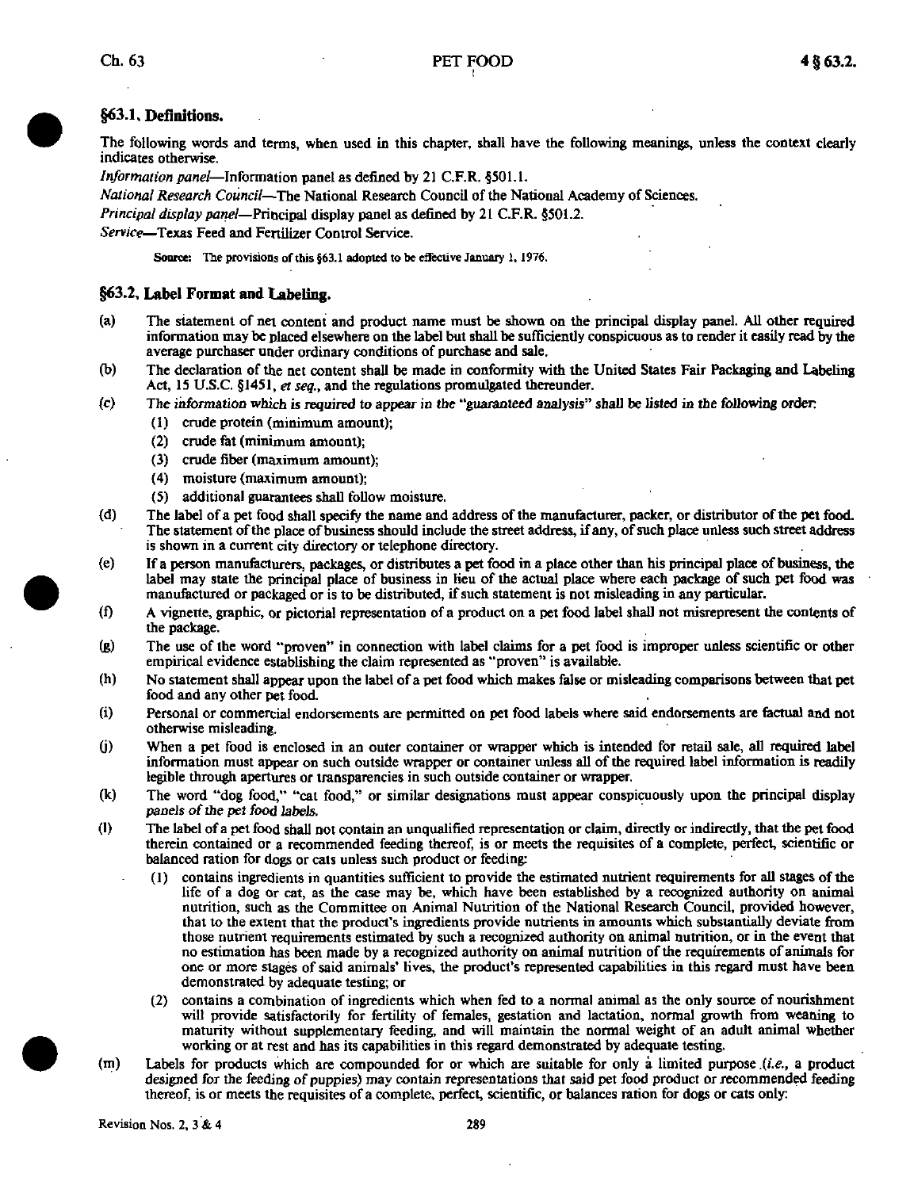## §63.1. Definitions.

The following words and terms, when used in this chapter, shall have the following meanings, unless the context clearly indicates otherwise.

*Information panel*—Information panel as defined by 21 C.F.R. §501.1.

*National Research Council*—The National Research Council of the National Academy of Sciences.

*Principal display panel*—Principal display panel as defined by 21 C.F.R. §501.2.

*Service*—Texas Feed and Fertilizer Control Service.

Source: The provisions of this §63.1 adopted to be effective January 1, 1976.

## §63.2. Label Format and Labeling.

(a) The statement of net content and product name must be shown on the principal display panel. All other required information may be placed elsewhere on the label but shall be sufficiently conspicuous as to render it easily read by the average purchaser under ordinary conditions of purchase and sale.

(b) The declaration of the net content shall be made in conformity with the United States Fair Packaging and Labeling Act, 15 U.S.C. §1451, *et seq.*, and the regulations promulgated thereunder.

(c) The information which is required to appear in the "guaranteed analysis" shall be listed in the following order:

- (1) crude protein (minimum amount);
- (2) crude fat (minimum amount);
- (3) crude fiber (maximum amount);
- (4) moisture (maximum amount);
- (5) additional guarantees shall follow moisture.

(d) The label of a pet food shall specify the name and address of the manufacturer, packer, or distributor of the pet food. The statement of the place of business should include the street address, if any, of such place unless such street address is shown in a current city directory or telephone directory.

(e) If a person manufacturers, packages, or distributes a pet food in a place other than his principal place of business, the label may state the principal place of business in lieu of the actual place where each package of such pet food was manufactured or packaged or is to be distributed, if such statement is not misleading in any particular.

(f) A vignette, graphic, or pictorial representation of a product on a pet food label shall not misrepresent the contents of the package.

(g) The use of the word "proven" in connection with label claims for a pet food is improper unless scientific or other empirical evidence establishing the claim represented as "proven" is available.

(h) No statement shall appear upon the label of a pet food which makes false or misleading comparisons between that pet food and any other pet food.

(i) Personal or commercial endorsements are permitted on pet food labels where said endorsements are factual and not otherwise misleading.

(j) When a pet food is enclosed in an outer container or wrapper which is intended for retail sale, all required label information must appear on such outside wrapper or container unless all of the required label information is readily legible through apertures or transparencies in such outside container or wrapper.

(k) The word "dog food," "cat food," or similar designations must appear conspicuously upon the principal display panels of the pet food labels.

(l) The label of a pet food shall not contain an unqualified representation or claim, directly or indirectly, that the pet food therein contained or a recommended feeding thereof, is or meets the requisites of a complete, perfect, scientific or balanced ration for dogs or cats unless such product or feeding:

- (1) contains ingredients in quantities sufficient to provide the estimated nutrient requirements for all stages of the life of a dog or cat, as the case may be, which have been established by a recognized authority on animal nutrition, such as the Committee on Animal Nutrition of the National Research Council, provided however, that to the extent that the product's ingredients provide nutrients in amounts which substantially deviate from those nutrient requirements estimated by such a recognized authority on animal nutrition, or in the event that no estimation has been made by a recognized authority on animal nutrition of the requirements of animals for one or more stages of said animals' lives, the product's represented capabilities in this regard must have been demonstrated by adequate testing; or
- (2) contains a combination of ingredients which when fed to a normal animal as the only source of nourishment will provide satisfactorily for fertility of females, gestation and lactation, normal growth from weaning to maturity without supplementary feeding, and will maintain the normal weight of an adult animal whether working or at rest and has its capabilities in this regard demonstrated by adequate testing.

(m) Labels for products which are compounded for or which are suitable for only a limited purpose (*i.e.*, a product designed for the feeding of puppies) may contain representations that said pet food product or recommended feeding thereof, is or meets the requisites of a complete, perfect, scientific, or balances ration for dogs or cats only: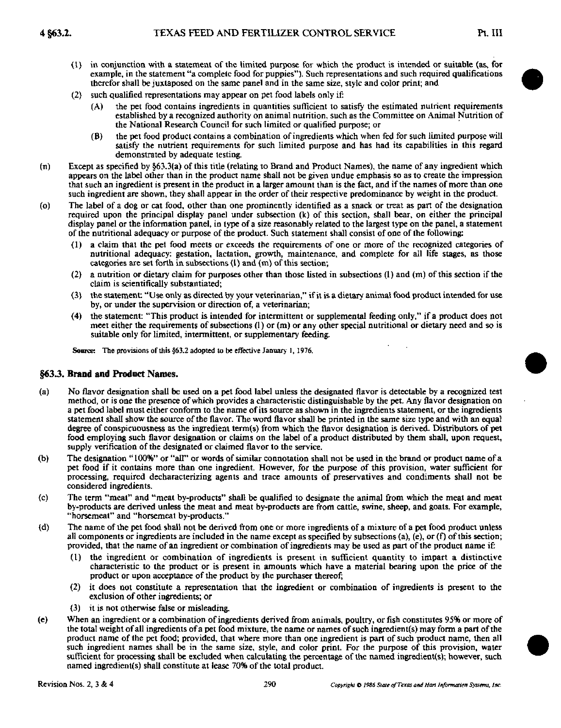(1) in conjunction with a statement of the limited purpose for which the product is intended or suitable (as, for example, in the statement "a complete food for puppies"). Such representations and such required qualifications therefor shall be juxtaposed on the same panel and in the same size, style and color print; and

(2) such qualified representations may appear on pet food labels only if:

(A) the pet food contains ingredients in quantities sufficient to satisfy the estimated nutrient requirements established by a recognized authority on animal nutrition, such as the Committee on Animal Nutrition of the National Research Council for such limited or qualified purpose; or

(B) the pet food product contains a combination of ingredients which when fed for such limited purpose will satisfy the nutrient requirements for such limited purpose and has had its capabilities in this regard demonstrated by adequate testing.

(n) Except as specified by §63.3(a) of this title (relating to Brand and Product Names), the name of any ingredient which appears on the label other than in the product name shall not be given undue emphasis so as to create the impression that such an ingredient is present in the product in a larger amount than is the fact, and if the names of more than one such ingredient are shown, they shall appear in the order of their respective predominance by weight in the product.

(o) The label of a dog or cat food, other than one prominently identified as a snack or treat as part of the designation required upon the principal display panel under subsection (k) of this section, shall bear, on either the principal display panel or the information panel, in type of a size reasonably related to the largest type on the panel, a statement of the nutritional adequacy or purpose of the product. Such statement shall consist of one of the following:

(1) a claim that the pet food meets or exceeds the requirements of one or more of the recognized categories of nutritional adequacy: gestation, lactation, growth, maintenance, and complete for all life stages, as those categories are set forth in subsections (l) and (m) of this section;

(2) a nutrition or dietary claim for purposes other than those listed in subsections (l) and (m) of this section if the claim is scientifically substantiated;

(3) the statement: "Use only as directed by your veterinarian," if it is a dietary animal food product intended for use by, or under the supervision or direction of, a veterinarian;

(4) the statement: "This product is intended for intermittent or supplemental feeding only," if a product does not meet either the requirements of subsections (l) or (m) or any other special nutritional or dietary need and so is suitable only for limited, intermittent, or supplementary feeding.

**Source:** The provisions of this §63.2 adopted to be effective January 1, 1976.

## §63.3. Brand and Product Names.

(a) No flavor designation shall be used on a pet food label unless the designated flavor is detectable by a recognized test method, or is one the presence of which provides a characteristic distinguishable by the pet. Any flavor designation on a pet food label must either conform to the name of its source as shown in the ingredients statement, or the ingredients statement shall show the source of the flavor. The word flavor shall be printed in the same size type and with an equal degree of conspicuousness as the ingredient term(s) from which the flavor designation is derived. Distributors of pet food employing such flavor designation or claims on the label of a product distributed by them shall, upon request, supply verification of the designated or claimed flavor to the service.

(b) The designation "100%" or "all" or words of similar connotation shall not be used in the brand or product name of a pet food if it contains more than one ingredient. However, for the purpose of this provision, water sufficient for processing, required decharacterizing agents and trace amounts of preservatives and condiments shall not be considered ingredients.

(c) The term "meat" and "meat by-products" shall be qualified to designate the animal from which the meat and meat by-products are derived unless the meat and meat by-products are from cattle, swine, sheep, and goats. For example, "horsemeat" and "horsemeat by-products."

(d) The name of the pet food shall not be derived from one or more ingredients of a mixture of a pet food product unless all components or ingredients are included in the name except as specified by subsections (a), (e), or (f) of this section; provided, that the name of an ingredient or combination of ingredients may be used as part of the product name if:

(1) the ingredient or combination of ingredients is present in sufficient quantity to impart a distinctive characteristic to the product or is present in amounts which have a material bearing upon the price of the product or upon acceptance of the product by the purchaser thereof;

(2) it does not constitute a representation that the ingredient or combination of ingredients is present to the exclusion of other ingredients; or

(3) it is not otherwise false or misleading.

(e) When an ingredient or a combination of ingredients derived from animals, poultry, or fish constitutes 95% or more of the total weight of all ingredients of a pet food mixture, the name or names of such ingredient(s) may form a part of the product name of the pet food; provided, that where more than one ingredient is part of such product name, then all such ingredient names shall be in the same size, style, and color print. For the purpose of this provision, water sufficient for processing shall be excluded when calculating the percentage of the named ingredient(s); however, such named ingredient(s) shall constitute at lease 70% of the total product.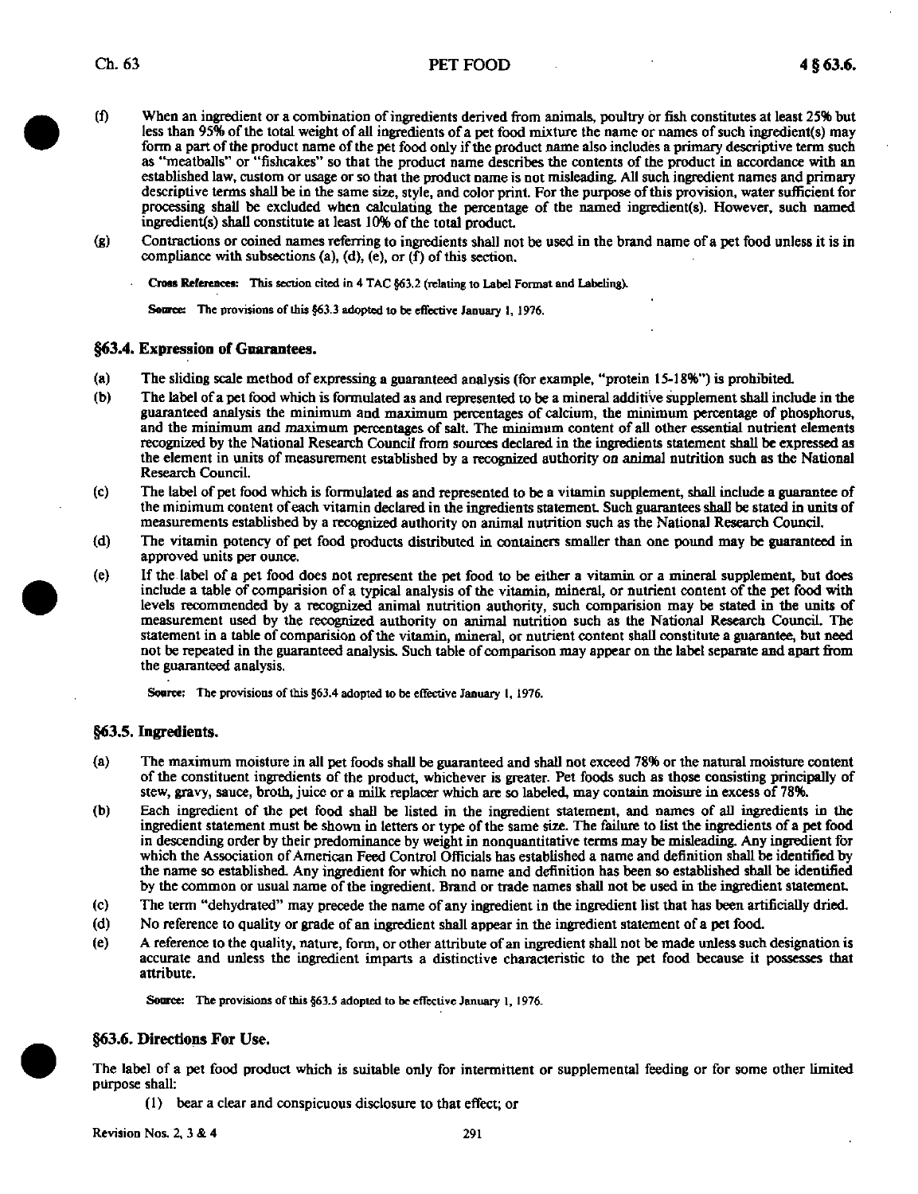(f) When an ingredient or a combination of ingredients derived from animals, poultry or fish constitutes at least 25% but less than 95% of the total weight of all ingredients of a pet food mixture the name or names of such ingredient(s) may form a part of the product name of the pet food only if the product name also includes a primary descriptive term such as "meatballs" or "fishcakes" so that the product name describes the contents of the product in accordance with an established law, custom or usage or so that the product name is not misleading. All such ingredient names and primary descriptive terms shall be in the same size, style, and color print. For the purpose of this provision, water sufficient for processing shall be excluded when calculating the percentage of the named ingredient(s). However, such named ingredient(s) shall constitute at least 10% of the total product.

(g) Contractions or coined names referring to ingredients shall not be used in the brand name of a pet food unless it is in compliance with subsections (a), (d), (e), or (f) of this section.

**Cross References:** This section cited in 4 TAC §63.2 (relating to Label Format and Labeling).

**Source:** The provisions of this §63.3 adopted to be effective January 1, 1976.

### §63.4. Expression of Guarantees.

(a) The sliding scale method of expressing a guaranteed analysis (for example, "protein 15-18%") is prohibited.

(b) The label of a pet food which is formulated as and represented to be a mineral additive supplement shall include in the guaranteed analysis the minimum and maximum percentages of calcium, the minimum percentage of phosphorus, and the minimum and maximum percentages of salt. The minimum content of all other essential nutrient elements recognized by the National Research Council from sources declared in the ingredients statement shall be expressed as the element in units of measurement established by a recognized authority on animal nutrition such as the National Research Council.

(c) The label of pet food which is formulated as and represented to be a vitamin supplement, shall include a guarantee of the minimum content of each vitamin declared in the ingredients statement. Such guarantees shall be stated in units of measurements established by a recognized authority on animal nutrition such as the National Research Council.

(d) The vitamin potency of pet food products distributed in containers smaller than one pound may be guaranteed in approved units per ounce.

(e) If the label of a pet food does not represent the pet food to be either a vitamin or a mineral supplement, but does include a table of comparision of a typical analysis of the vitamin, mineral, or nutrient content of the pet food with levels recommended by a recognized animal nutrition authority, such comparision may be stated in the units of measurement used by the recognized authority on animal nutrition such as the National Research Council. The statement in a table of comparision of the vitamin, mineral, or nutrient content shall constitute a guarantee, but need not be repeated in the guaranteed analysis. Such table of comparison may appear on the label separate and apart from the guaranteed analysis.

**Source:** The provisions of this §63.4 adopted to be effective January 1, 1976.

### §63.5. Ingredients.

(a) The maximum moisture in all pet foods shall be guaranteed and shall not exceed 78% or the natural moisture content of the constituent ingredients of the product, whichever is greater. Pet foods such as those consisting principally of stew, gravy, sauce, broth, juice or a milk replacer which are so labeled, may contain moisure in excess of 78%.

(b) Each ingredient of the pet food shall be listed in the ingredient statement, and names of all ingredients in the ingredient statement must be shown in letters or type of the same size. The failure to list the ingredients of a pet food in descending order by their predominance by weight in nonquantitative terms may be misleading. Any ingredient for which the Association of American Feed Control Officials has established a name and definition shall be identified by the name so established. Any ingredient for which no name and definition has been so established shall be identified by the common or usual name of the ingredient. Brand or trade names shall not be used in the ingredient statement.

(c) The term "dehydrated" may precede the name of any ingredient in the ingredient list that has been artificially dried.

(d) No reference to quality or grade of an ingredient shall appear in the ingredient statement of a pet food.

(e) A reference to the quality, nature, form, or other attribute of an ingredient shall not be made unless such designation is accurate and unless the ingredient imparts a distinctive characteristic to the pet food because it possesses that attribute.

**Source:** The provisions of this §63.5 adopted to be effective January 1, 1976.

### §63.6. Directions For Use.

The label of a pet food product which is suitable only for intermittent or supplemental feeding or for some other limited purpose shall:

(1) bear a clear and conspicuous disclosure to that effect; or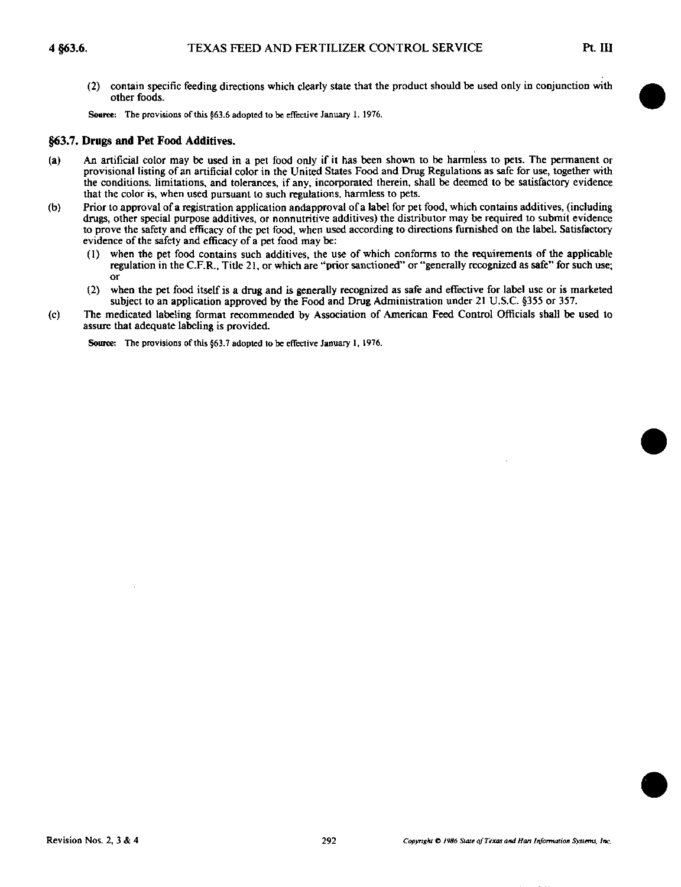(2) contain specific feeding directions which clearly state that the product should be used only in conjunction with other foods.

**Source:** The provisions of this §63.6 adopted to be effective January 1, 1976.

## §63.7. Drugs and Pet Food Additives.

(a) An artificial color may be used in a pet food only if it has been shown to be harmless to pets. The permanent or provisional listing of an artificial color in the United States Food and Drug Regulations as safe for use, together with the conditions, limitations, and tolerances, if any, incorporated therein, shall be deemed to be satisfactory evidence that the color is, when used pursuant to such regulations, harmless to pets.

(b) Prior to approval of a registration application andapproval of a label for pet food, which contains additives, (including drugs, other special purpose additives, or nonnutritive additives) the distributor may be required to submit evidence to prove the safety and efficacy of the pet food, when used according to directions furnished on the label. Satisfactory evidence of the safety and efficacy of a pet food may be:

(1) when the pet food contains such additives, the use of which conforms to the requirements of the applicable regulation in the C.F.R., Title 21, or which are "prior sanctioned" or "generally recognized as safe" for such use; or

(2) when the pet food itself is a drug and is generally recognized as safe and effective for label use or is marketed subject to an application approved by the Food and Drug Administration under 21 U.S.C. §355 or 357.

(c) The medicated labeling format recommended by Association of American Feed Control Officials shall be used to assure that adequate labeling is provided.

**Source:** The provisions of this §63.7 adopted to be effective January 1, 1976.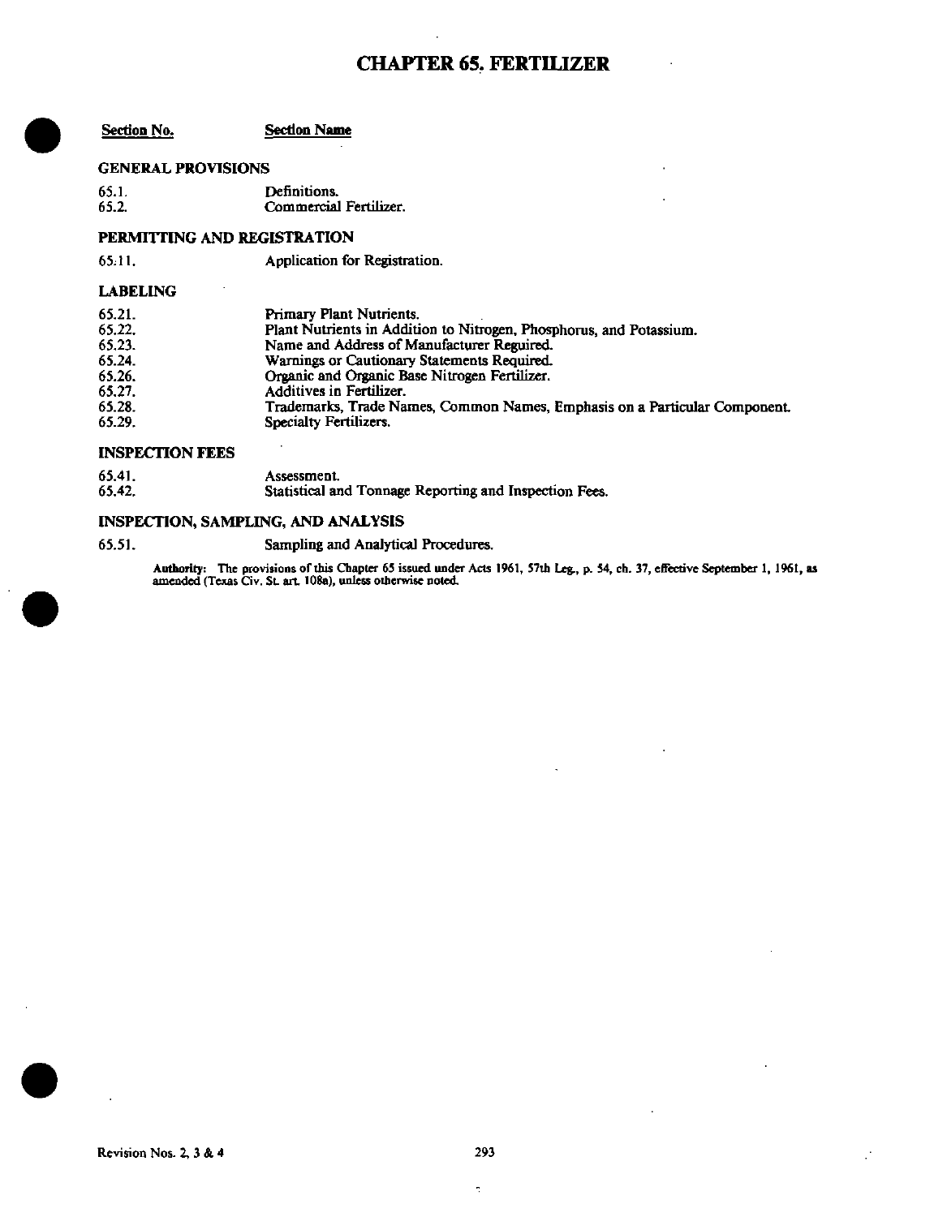# CHAPTER 65. FERTILIZER

| Section No. | Section Name |
|---|---|
| **GENERAL PROVISIONS** | |
| 65.1. | Definitions. |
| 65.2. | Commercial Fertilizer. |
| **PERMITTING AND REGISTRATION** | |
| 65.11. | Application for Registration. |
| **LABELING** | |
| 65.21. | Primary Plant Nutrients. |
| 65.22. | Plant Nutrients in Addition to Nitrogen, Phosphorus, and Potassium. |
| 65.23. | Name and Address of Manufacturer Required. |
| 65.24. | Warnings or Cautionary Statements Required. |
| 65.26. | Organic and Organic Base Nitrogen Fertilizer. |
| 65.27. | Additives in Fertilizer. |
| 65.28. | Trademarks, Trade Names, Common Names, Emphasis on a Particular Component. |
| 65.29. | Specialty Fertilizers. |
| **INSPECTION FEES** | |
| 65.41. | Assessment. |
| 65.42. | Statistical and Tonnage Reporting and Inspection Fees. |
| **INSPECTION, SAMPLING, AND ANALYSIS** | |
| 65.51. | Sampling and Analytical Procedures. |

**Authority:** The provisions of this Chapter 65 issued under Acts 1961, 57th Leg., p. 54, ch. 37, effective September 1, 1961, as amended (Texas Civ. St. art. 108a), unless otherwise noted.

Revision Nos. 2, 3 & 4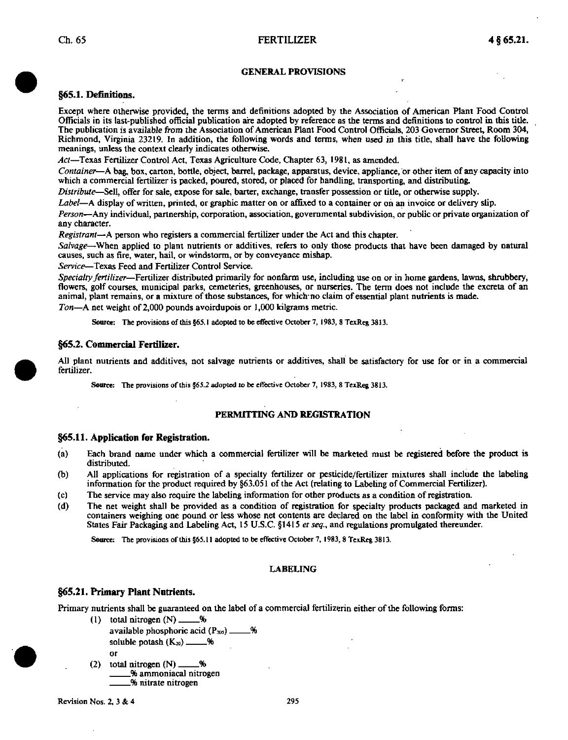## GENERAL PROVISIONS

### §65.1. Definitions.

Except where otherwise provided, the terms and definitions adopted by the Association of American Plant Food Control Officials in its last-published official publication are adopted by reference as the terms and definitions to control in this title. The publication is available from the Association of American Plant Food Control Officials, 203 Governor Street, Room 304, Richmond, Virginia 23219. In addition, the following words and terms, when used in this title, shall have the following meanings, unless the context clearly indicates otherwise.

*Act*—Texas Fertilizer Control Act, Texas Agriculture Code, Chapter 63, 1981, as amended.

*Container*—A bag, box, carton, bottle, object, barrel, package, apparatus, device, appliance, or other item of any capacity into which a commercial fertilizer is packed, poured, stored, or placed for handling, transporting, and distributing.

*Distribute*—Sell, offer for sale, expose for sale, barter, exchange, transfer possession or title, or otherwise supply.

*Label*—A display of written, printed, or graphic matter on or affixed to a container or on an invoice or delivery slip.

*Person*—Any individual, partnership, corporation, association, governmental subdivision, or public or private organization of any character.

*Registrant*—A person who registers a commercial fertilizer under the Act and this chapter.

*Salvage*—When applied to plant nutrients or additives, refers to only those products that have been damaged by natural causes, such as fire, water, hail, or windstorm, or by conveyance mishap.

*Service*—Texas Feed and Fertilizer Control Service.

*Specialty fertilizer*—Fertilizer distributed primarily for nonfarm use, including use on or in home gardens, lawns, shrubbery, flowers, golf courses, municipal parks, cemeteries, greenhouses, or nurseries. The term does not include the excreta of an animal, plant remains, or a mixture of those substances, for which no claim of essential plant nutrients is made.

*Ton*—A net weight of 2,000 pounds avoirdupois or 1,000 kilgrams metric.

Source: The provisions of this §65.1 adopted to be effective October 7, 1983, 8 TexReg 3813.

### §65.2. Commercial Fertilizer.

All plant nutrients and additives, not salvage nutrients or additives, shall be satisfactory for use for or in a commercial fertilizer.

Source: The provisions of this §65.2 adopted to be effective October 7, 1983, 8 TexReg 3813.

## PERMITTING AND REGISTRATION

### §65.11. Application for Registration.

(a) Each brand name under which a commercial fertilizer will be marketed must be registered before the product is distributed.

(b) All applications for registration of a specialty fertilizer or pesticide/fertilizer mixtures shall include the labeling information for the product required by §63.051 of the Act (relating to Labeling of Commercial Fertilizer).

(c) The service may also require the labeling information for other products as a condition of registration.

(d) The net weight shall be provided as a condition of registration for specialty products packaged and marketed in containers weighing one pound or less whose net contents are declared on the label in conformity with the United States Fair Packaging and Labeling Act, 15 U.S.C. §1415 *et seq.*, and regulations promulgated thereunder.

Source: The provisions of this §65.11 adopted to be effective October 7, 1983, 8 TexReg 3813.

## LABELING

### §65.21. Primary Plant Nutrients.

Primary nutrients shall be guaranteed on the label of a commercial fertilizerin either of the following forms:

(1) total nitrogen (N) \_\_\_\_%
available phosphoric acid ($P_{205}$) \_\_\_\_%
soluble potash ($K_{20}$) \_\_\_\_%

or

(2) total nitrogen (N) \_\_\_\_%
\_\_\_\_% ammoniacal nitrogen
\_\_\_\_% nitrate nitrogen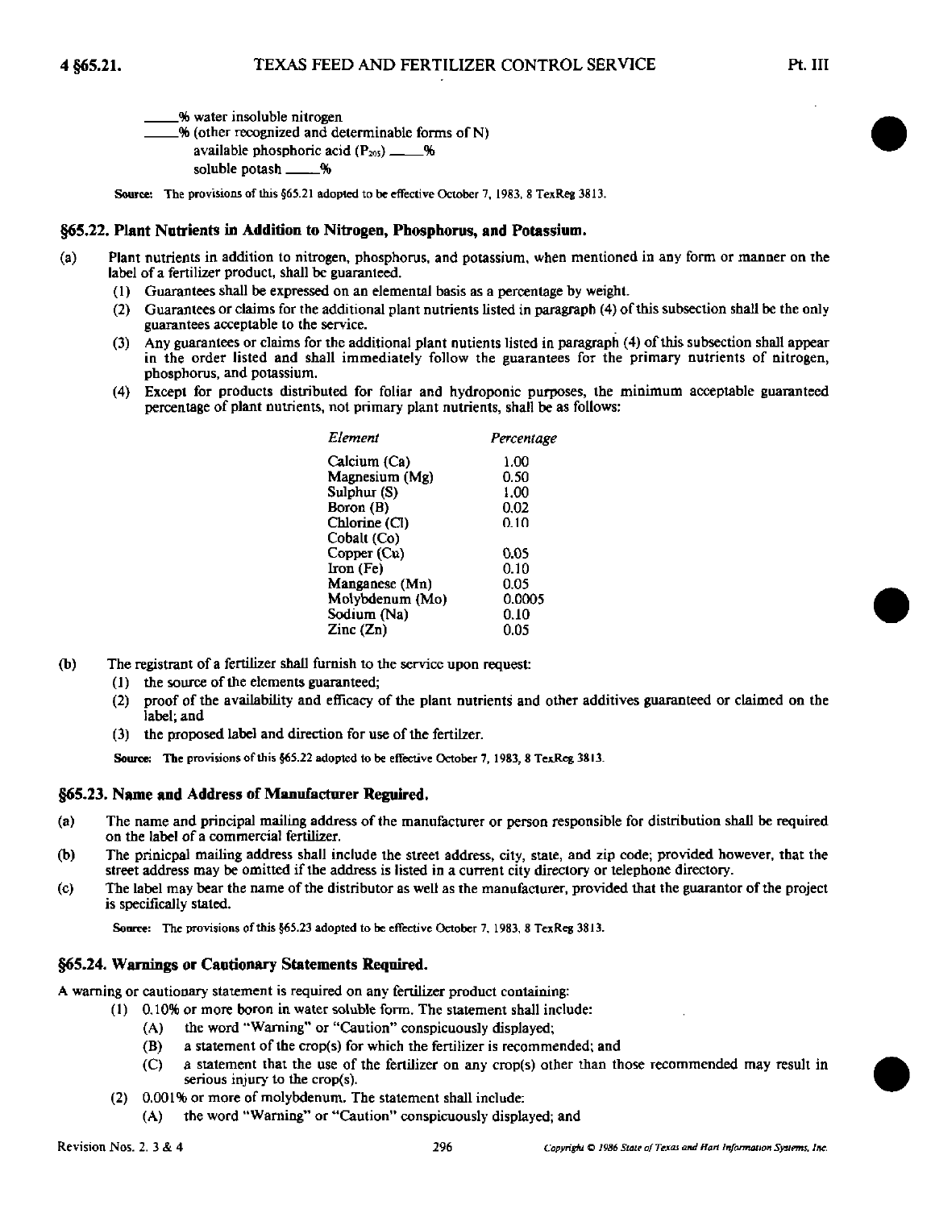\_\_\_\_\_% water insoluble nitrogen

\_\_\_\_\_% (other recognized and determinable forms of N)

available phosphoric acid ($P_2O_5$) \_\_\_\_\_%

soluble potash \_\_\_\_\_%

Source: The provisions of this §65.21 adopted to be effective October 7, 1983, 8 TexReg 3813.

## §65.22. Plant Nutrients in Addition to Nitrogen, Phosphorus, and Potassium.

(a) Plant nutrients in addition to nitrogen, phosphorus, and potassium, when mentioned in any form or manner on the label of a fertilizer product, shall be guaranteed.

- (1) Guarantees shall be expressed on an elemental basis as a percentage by weight.
- (2) Guarantees or claims for the additional plant nutrients listed in paragraph (4) of this subsection shall be the only guarantees acceptable to the service.
- (3) Any guarantees or claims for the additional plant nutients listed in paragraph (4) of this subsection shall appear in the order listed and shall immediately follow the guarantees for the primary nutrients of nitrogen, phosphorus, and potassium.
- (4) Except for products distributed for foliar and hydroponic purposes, the minimum acceptable guaranteed percentage of plant nutrients, not primary plant nutrients, shall be as follows:

| *Element* | *Percentage* |
|---|---|
| Calcium (Ca) | 1.00 |
| Magnesium (Mg) | 0.50 |
| Sulphur (S) | 1.00 |
| Boron (B) | 0.02 |
| Chlorine (Cl) | 0.10 |
| Cobalt (Co) | |
| Copper (Cu) | 0.05 |
| Iron (Fe) | 0.10 |
| Manganese (Mn) | 0.05 |
| Molybdenum (Mo) | 0.0005 |
| Sodium (Na) | 0.10 |
| Zinc (Zn) | 0.05 |

(b) The registrant of a fertilizer shall furnish to the service upon request:

- (1) the source of the elements guaranteed;
- (2) proof of the availability and efficacy of the plant nutrients and other additives guaranteed or claimed on the label; and
- (3) the proposed label and direction for use of the fertilzer.

Source: The provisions of this §65.22 adopted to be effective October 7, 1983, 8 TexReg 3813.

## §65.23. Name and Address of Manufacturer Required.

(a) The name and principal mailing address of the manufacturer or person responsible for distribution shall be required on the label of a commercial fertilizer.

(b) The prinicpal mailing address shall include the street address, city, state, and zip code; provided however, that the street address may be omitted if the address is listed in a current city directory or telephone directory.

(c) The label may bear the name of the distributor as well as the manufacturer, provided that the guarantor of the project is specifically stated.

Source: The provisions of this §65.23 adopted to be effective October 7, 1983, 8 TexReg 3813.

## §65.24. Warnings or Cautionary Statements Required.

A warning or cautionary statement is required on any fertilizer product containing:

- (1) 0.10% or more boron in water soluble form. The statement shall include:
  - (A) the word "Warning" or "Caution" conspicuously displayed;
  - (B) a statement of the crop(s) for which the fertilizer is recommended; and
  - (C) a statement that the use of the fertilizer on any crop(s) other than those recommended may result in serious injury to the crop(s).
- (2) 0.001% or more of molybdenum. The statement shall include:
  - (A) the word "Warning" or "Caution" conspicuously displayed; and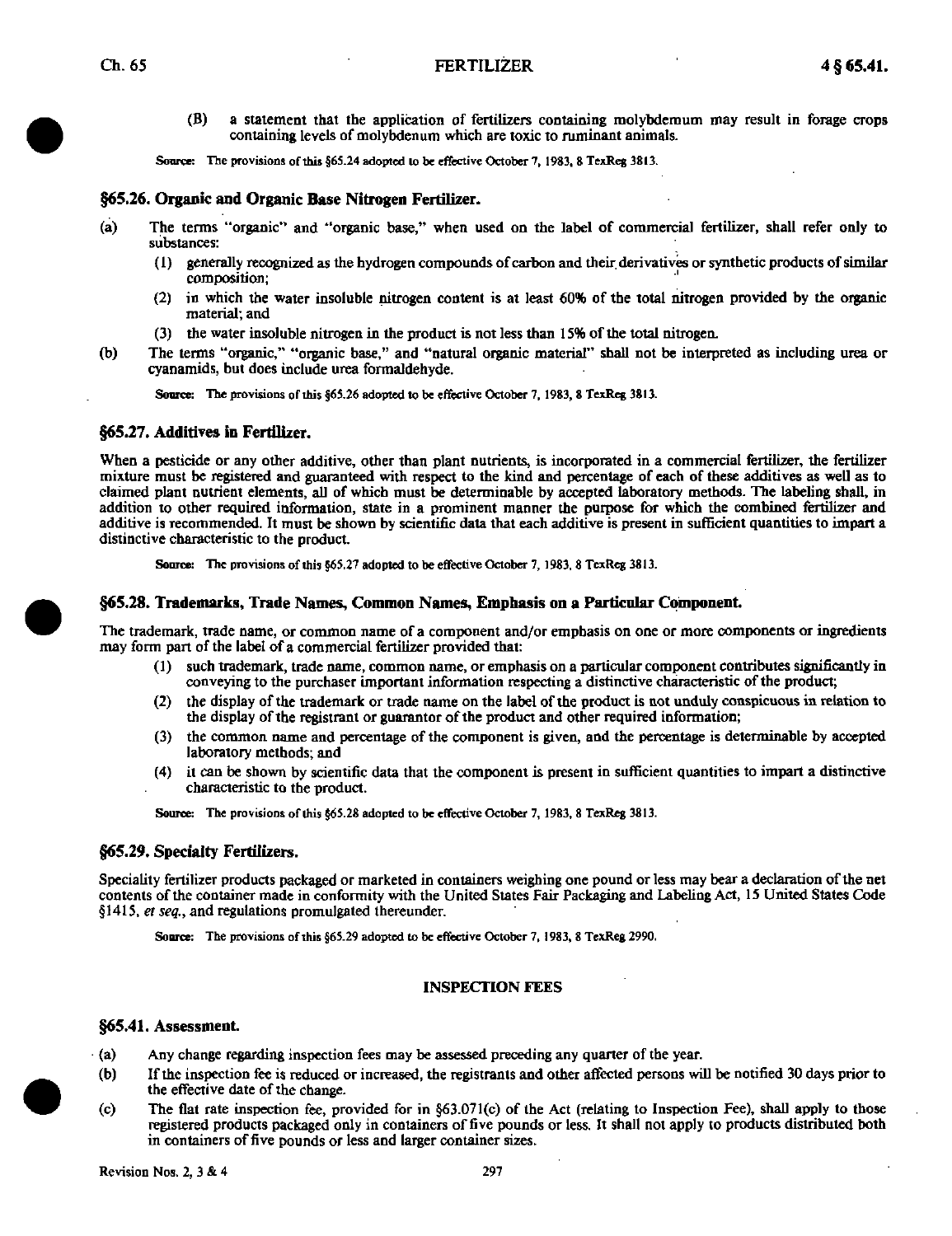(B) a statement that the application of fertilizers containing molybdemum may result in forage crops containing levels of molybdenum which are toxic to ruminant animals.

Source: The provisions of this §65.24 adopted to be effective October 7, 1983, 8 TexReg 3813.

## §65.26. Organic and Organic Base Nitrogen Fertilizer.

(a) The terms "organic" and "organic base," when used on the label of commercial fertilizer, shall refer only to substances:

(1) generally recognized as the hydrogen compounds of carbon and their derivatives or synthetic products of similar composition;

(2) in which the water insoluble nitrogen content is at least 60% of the total nitrogen provided by the organic material; and

(3) the water insoluble nitrogen in the product is not less than 15% of the total nitrogen.

(b) The terms "organic," "organic base," and "natural organic material" shall not be interpreted as including urea or cyanamids, but does include urea formaldehyde.

Source: The provisions of this §65.26 adopted to be effective October 7, 1983, 8 TexReg 3813.

## §65.27. Additives in Fertilizer.

When a pesticide or any other additive, other than plant nutrients, is incorporated in a commercial fertilizer, the fertilizer mixture must be registered and guaranteed with respect to the kind and percentage of each of these additives as well as to claimed plant nutrient elements, all of which must be determinable by accepted laboratory methods. The labeling shall, in addition to other required information, state in a prominent manner the purpose for which the combined fertilizer and additive is recommended. It must be shown by scientific data that each additive is present in sufficient quantities to impart a distinctive characteristic to the product.

Source: The provisions of this §65.27 adopted to be effective October 7, 1983, 8 TexReg 3813.

## §65.28. Trademarks, Trade Names, Common Names, Emphasis on a Particular Component.

The trademark, trade name, or common name of a component and/or emphasis on one or more components or ingredients may form part of the label of a commercial fertilizer provided that:

(1) such trademark, trade name, common name, or emphasis on a particular component contributes significantly in conveying to the purchaser important information respecting a distinctive characteristic of the product;

(2) the display of the trademark or trade name on the label of the product is not unduly conspicuous in relation to the display of the registrant or guarantor of the product and other required information;

(3) the common name and percentage of the component is given, and the percentage is determinable by accepted laboratory methods; and

(4) it can be shown by scientific data that the component is present in sufficient quantities to impart a distinctive characteristic to the product.

Source: The provisions of this §65.28 adopted to be effective October 7, 1983, 8 TexReg 3813.

## §65.29. Specialty Fertilizers.

Speciality fertilizer products packaged or marketed in containers weighing one pound or less may bear a declaration of the net contents of the container made in conformity with the United States Fair Packaging and Labeling Act, 15 United States Code §1415, *et seq.*, and regulations promulgated thereunder.

Source: The provisions of this §65.29 adopted to be effective October 7, 1983, 8 TexReg 2990.

### INSPECTION FEES

## §65.41. Assessment.

(a) Any change regarding inspection fees may be assessed preceding any quarter of the year.

(b) If the inspection fee is reduced or increased, the registrants and other affected persons will be notified 30 days prior to the effective date of the change.

(c) The flat rate inspection fee, provided for in §63.071(c) of the Act (relating to Inspection Fee), shall apply to those registered products packaged only in containers of five pounds or less. It shall not apply to products distributed both in containers of five pounds or less and larger container sizes.

Revision Nos. 2, 3 & 4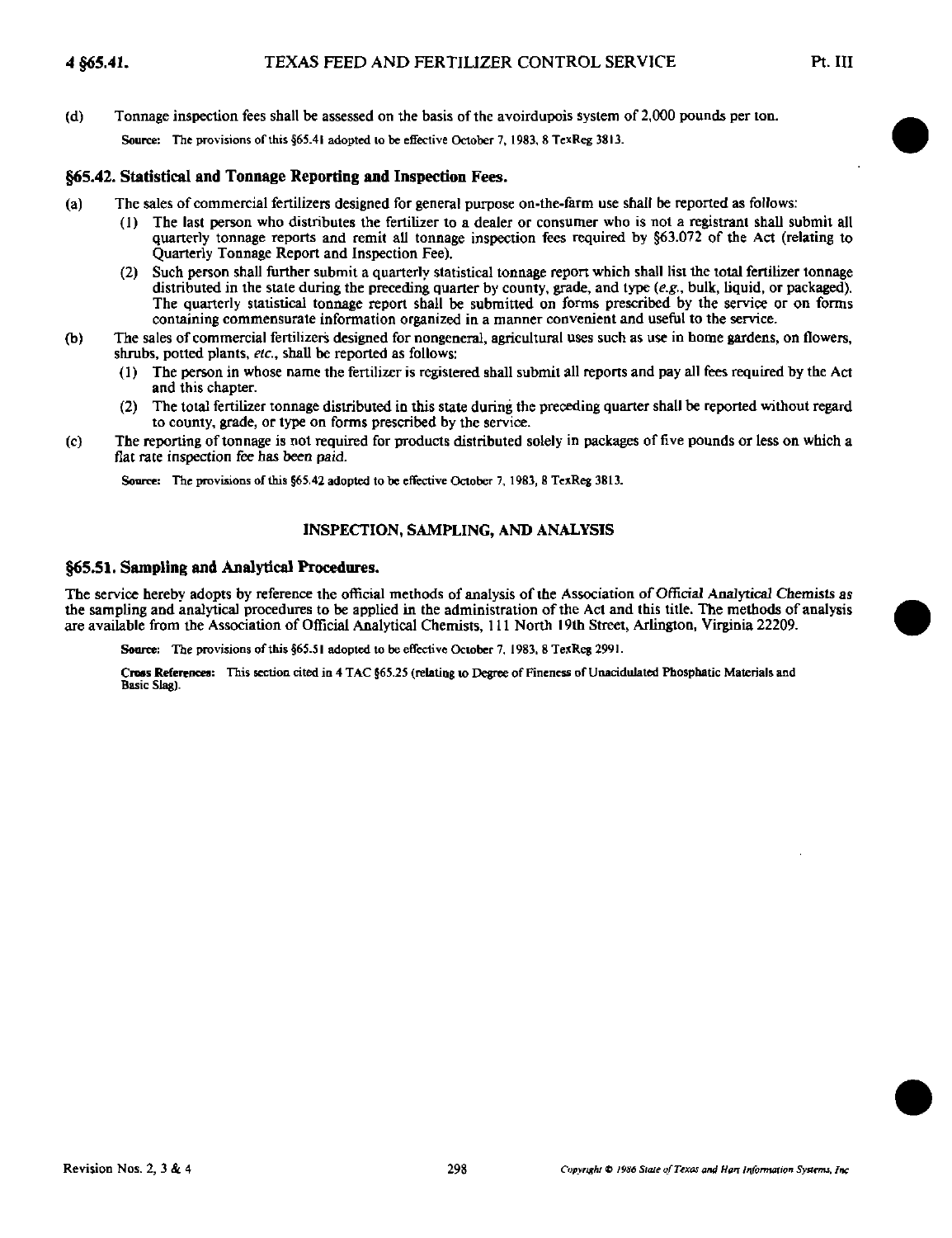(d) Tonnage inspection fees shall be assessed on the basis of the avoirdupois system of 2,000 pounds per ton.

Source: The provisions of this §65.41 adopted to be effective October 7, 1983, 8 TexReg 3813.

### §65.42. Statistical and Tonnage Reporting and Inspection Fees.

(a) The sales of commercial fertilizers designed for general purpose on-the-farm use shall be reported as follows:

  (1) The last person who distributes the fertilizer to a dealer or consumer who is not a registrant shall submit all quarterly tonnage reports and remit all tonnage inspection fees required by §63.072 of the Act (relating to Quarterly Tonnage Report and Inspection Fee).

  (2) Such person shall further submit a quarterly statistical tonnage report which shall list the total fertilizer tonnage distributed in the state during the preceding quarter by county, grade, and type (*e.g.*, bulk, liquid, or packaged). The quarterly statistical tonnage report shall be submitted on forms prescribed by the service or on forms containing commensurate information organized in a manner convenient and useful to the service.

(b) The sales of commercial fertilizers designed for nongeneral, agricultural uses such as use in home gardens, on flowers, shrubs, potted plants, *etc.*, shall be reported as follows:

  (1) The person in whose name the fertilizer is registered shall submit all reports and pay all fees required by the Act and this chapter.

  (2) The total fertilizer tonnage distributed in this state during the preceding quarter shall be reported without regard to county, grade, or type on forms prescribed by the service.

(c) The reporting of tonnage is not required for products distributed solely in packages of five pounds or less on which a flat rate inspection fee has been paid.

Source: The provisions of this §65.42 adopted to be effective October 7, 1983, 8 TexReg 3813.

## INSPECTION, SAMPLING, AND ANALYSIS

### §65.51. Sampling and Analytical Procedures.

The service hereby adopts by reference the official methods of analysis of the Association of Official Analytical Chemists as the sampling and analytical procedures to be applied in the administration of the Act and this title. The methods of analysis are available from the Association of Official Analytical Chemists, 111 North 19th Street, Arlington, Virginia 22209.

Source: The provisions of this §65.51 adopted to be effective October 7, 1983, 8 TexReg 2991.

**Cross References:** This section cited in 4 TAC §65.25 (relating to Degree of Fineness of Unacidulated Phosphatic Materials and Basic Slag).